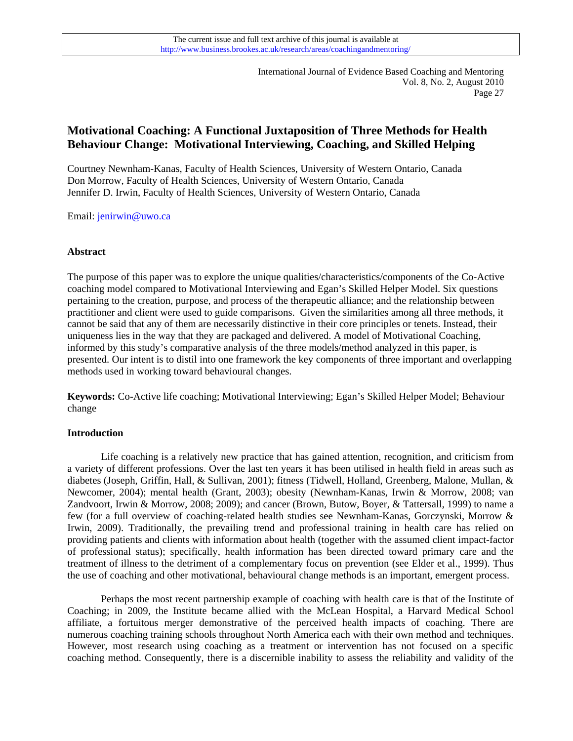# Motivational Coaching: A Functional Juxtaposition of Three Methods for Health Behaviour Change: Motivational Interviewing, Coaching, and Skilled Helping

Courtney Newnham-Kanas, Faculty of Health Sciences, University of Western Ontario, Canada
Don Morrow, Faculty of Health Sciences, University of Western Ontario, Canada
Jennifer D. Irwin, Faculty of Health Sciences, University of Western Ontario, Canada

Email: jenirwin@uwo.ca

## Abstract

The purpose of this paper was to explore the unique qualities/characteristics/components of the Co-Active coaching model compared to Motivational Interviewing and Egan's Skilled Helper Model. Six questions pertaining to the creation, purpose, and process of the therapeutic alliance; and the relationship between practitioner and client were used to guide comparisons. Given the similarities among all three methods, it cannot be said that any of them are necessarily distinctive in their core principles or tenets. Instead, their uniqueness lies in the way that they are packaged and delivered. A model of Motivational Coaching, informed by this study's comparative analysis of the three models/method analyzed in this paper, is presented. Our intent is to distil into one framework the key components of three important and overlapping methods used in working toward behavioural changes.

**Keywords:** Co-Active life coaching; Motivational Interviewing; Egan's Skilled Helper Model; Behaviour change

## Introduction

Life coaching is a relatively new practice that has gained attention, recognition, and criticism from a variety of different professions. Over the last ten years it has been utilised in health field in areas such as diabetes (Joseph, Griffin, Hall, & Sullivan, 2001); fitness (Tidwell, Holland, Greenberg, Malone, Mullan, & Newcomer, 2004); mental health (Grant, 2003); obesity (Newnham-Kanas, Irwin & Morrow, 2008; van Zandvoort, Irwin & Morrow, 2008; 2009); and cancer (Brown, Butow, Boyer, & Tattersall, 1999) to name a few (for a full overview of coaching-related health studies see Newnham-Kanas, Gorczynski, Morrow & Irwin, 2009). Traditionally, the prevailing trend and professional training in health care has relied on providing patients and clients with information about health (together with the assumed client impact-factor of professional status); specifically, health information has been directed toward primary care and the treatment of illness to the detriment of a complementary focus on prevention (see Elder et al., 1999). Thus the use of coaching and other motivational, behavioural change methods is an important, emergent process.

Perhaps the most recent partnership example of coaching with health care is that of the Institute of Coaching; in 2009, the Institute became allied with the McLean Hospital, a Harvard Medical School affiliate, a fortuitous merger demonstrative of the perceived health impacts of coaching. There are numerous coaching training schools throughout North America each with their own method and techniques. However, most research using coaching as a treatment or intervention has not focused on a specific coaching method. Consequently, there is a discernible inability to assess the reliability and validity of the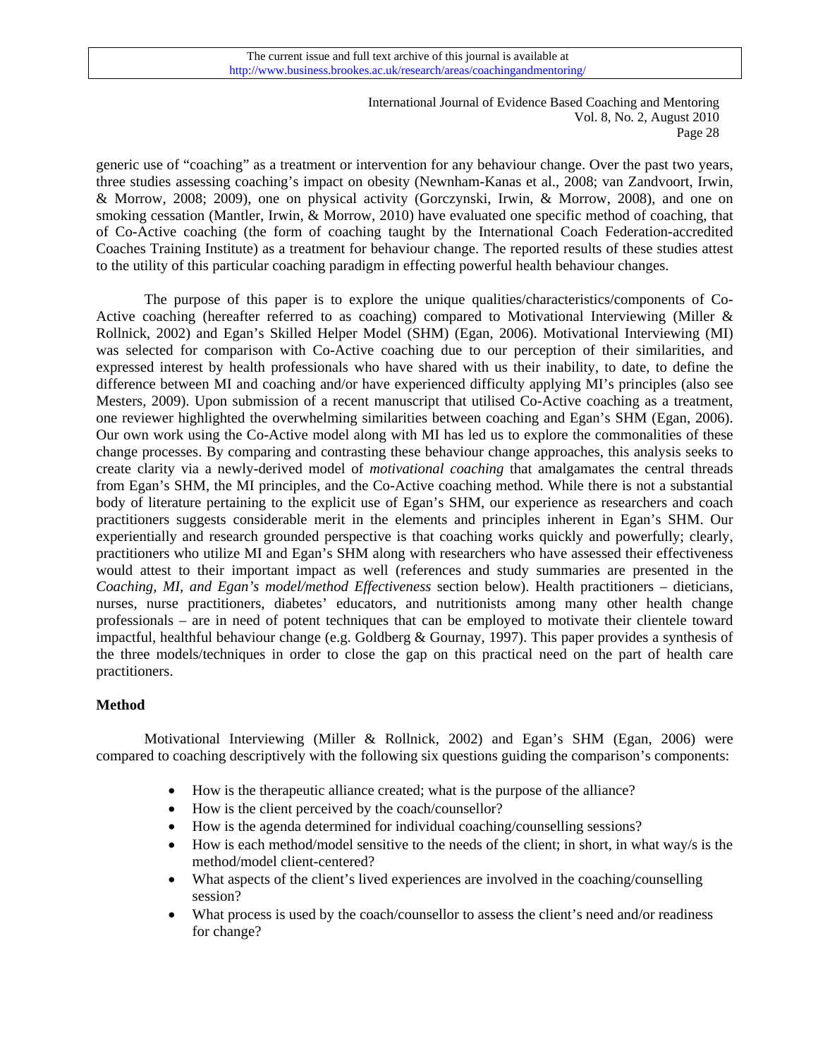generic use of "coaching" as a treatment or intervention for any behaviour change. Over the past two years, three studies assessing coaching's impact on obesity (Newnham-Kanas et al., 2008; van Zandvoort, Irwin, & Morrow, 2008; 2009), one on physical activity (Gorczynski, Irwin, & Morrow, 2008), and one on smoking cessation (Mantler, Irwin, & Morrow, 2010) have evaluated one specific method of coaching, that of Co-Active coaching (the form of coaching taught by the International Coach Federation-accredited Coaches Training Institute) as a treatment for behaviour change. The reported results of these studies attest to the utility of this particular coaching paradigm in effecting powerful health behaviour changes.

The purpose of this paper is to explore the unique qualities/characteristics/components of Co-Active coaching (hereafter referred to as coaching) compared to Motivational Interviewing (Miller & Rollnick, 2002) and Egan's Skilled Helper Model (SHM) (Egan, 2006). Motivational Interviewing (MI) was selected for comparison with Co-Active coaching due to our perception of their similarities, and expressed interest by health professionals who have shared with us their inability, to date, to define the difference between MI and coaching and/or have experienced difficulty applying MI's principles (also see Mesters, 2009). Upon submission of a recent manuscript that utilised Co-Active coaching as a treatment, one reviewer highlighted the overwhelming similarities between coaching and Egan's SHM (Egan, 2006). Our own work using the Co-Active model along with MI has led us to explore the commonalities of these change processes. By comparing and contrasting these behaviour change approaches, this analysis seeks to create clarity via a newly-derived model of *motivational coaching* that amalgamates the central threads from Egan's SHM, the MI principles, and the Co-Active coaching method. While there is not a substantial body of literature pertaining to the explicit use of Egan's SHM, our experience as researchers and coach practitioners suggests considerable merit in the elements and principles inherent in Egan's SHM. Our experientially and research grounded perspective is that coaching works quickly and powerfully; clearly, practitioners who utilize MI and Egan's SHM along with researchers who have assessed their effectiveness would attest to their important impact as well (references and study summaries are presented in the *Coaching, MI, and Egan's model/method Effectiveness* section below). Health practitioners – dieticians, nurses, nurse practitioners, diabetes' educators, and nutritionists among many other health change professionals – are in need of potent techniques that can be employed to motivate their clientele toward impactful, healthful behaviour change (e.g. Goldberg & Gournay, 1997). This paper provides a synthesis of the three models/techniques in order to close the gap on this practical need on the part of health care practitioners.

**Method**

Motivational Interviewing (Miller & Rollnick, 2002) and Egan's SHM (Egan, 2006) were compared to coaching descriptively with the following six questions guiding the comparison's components:

- How is the therapeutic alliance created; what is the purpose of the alliance?
- How is the client perceived by the coach/counsellor?
- How is the agenda determined for individual coaching/counselling sessions?
- How is each method/model sensitive to the needs of the client; in short, in what way/s is the method/model client-centered?
- What aspects of the client's lived experiences are involved in the coaching/counselling session?
- What process is used by the coach/counsellor to assess the client's need and/or readiness for change?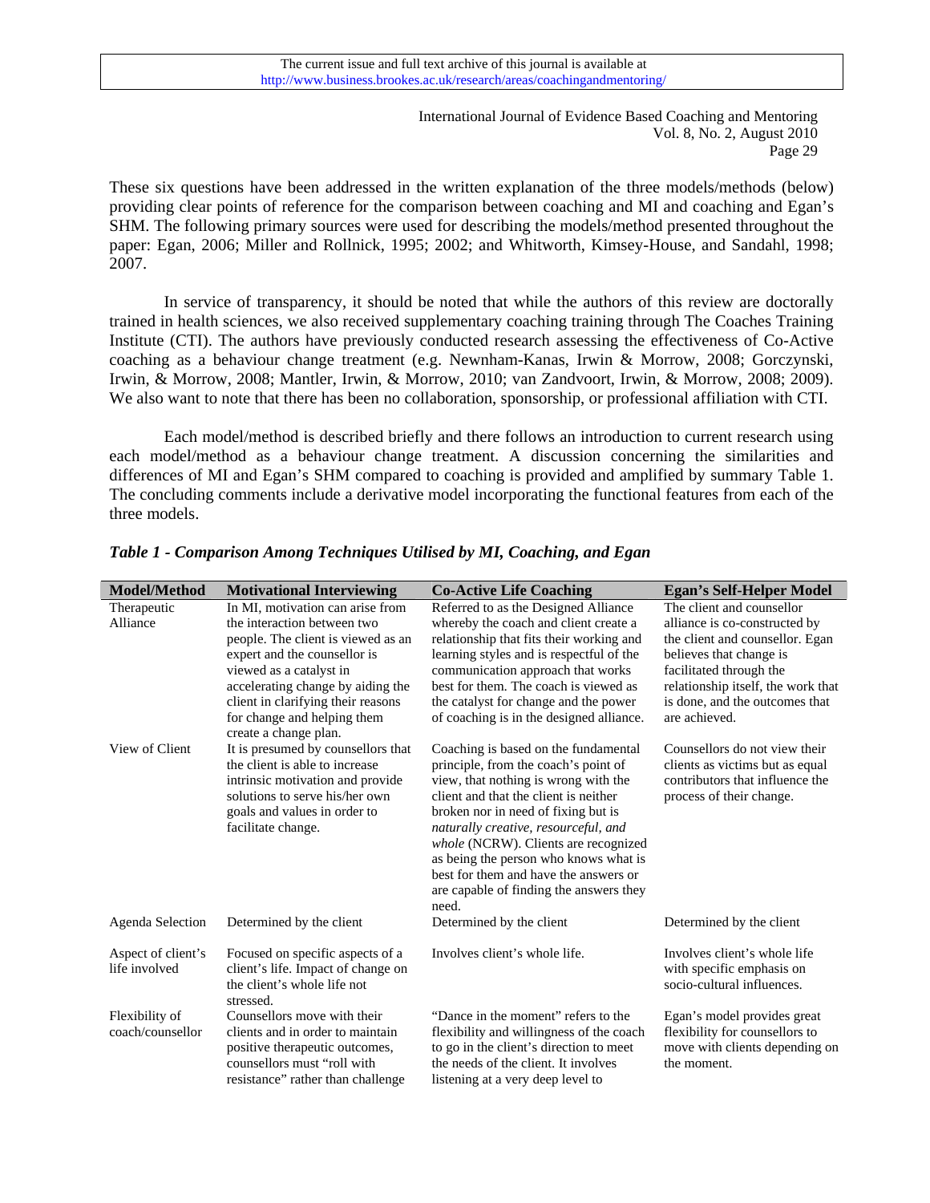These six questions have been addressed in the written explanation of the three models/methods (below) providing clear points of reference for the comparison between coaching and MI and coaching and Egan's SHM. The following primary sources were used for describing the models/method presented throughout the paper: Egan, 2006; Miller and Rollnick, 1995; 2002; and Whitworth, Kimsey-House, and Sandahl, 1998; 2007.

In service of transparency, it should be noted that while the authors of this review are doctorally trained in health sciences, we also received supplementary coaching training through The Coaches Training Institute (CTI). The authors have previously conducted research assessing the effectiveness of Co-Active coaching as a behaviour change treatment (e.g. Newnham-Kanas, Irwin & Morrow, 2008; Gorczynski, Irwin, & Morrow, 2008; Mantler, Irwin, & Morrow, 2010; van Zandvoort, Irwin, & Morrow, 2008; 2009). We also want to note that there has been no collaboration, sponsorship, or professional affiliation with CTI.

Each model/method is described briefly and there follows an introduction to current research using each model/method as a behaviour change treatment. A discussion concerning the similarities and differences of MI and Egan's SHM compared to coaching is provided and amplified by summary Table 1. The concluding comments include a derivative model incorporating the functional features from each of the three models.

***Table 1 - Comparison Among Techniques Utilised by MI, Coaching, and Egan***

| Model/Method | Motivational Interviewing | Co-Active Life Coaching | Egan's Self-Helper Model |
|---|---|---|---|
| Therapeutic Alliance | In MI, motivation can arise from the interaction between two people. The client is viewed as an expert and the counsellor is viewed as a catalyst in accelerating change by aiding the client in clarifying their reasons for change and helping them create a change plan. | Referred to as the Designed Alliance whereby the coach and client create a relationship that fits their working and learning styles and is respectful of the communication approach that works best for them. The coach is viewed as the catalyst for change and the power of coaching is in the designed alliance. | The client and counsellor alliance is co-constructed by the client and counsellor. Egan believes that change is facilitated through the relationship itself, the work that is done, and the outcomes that are achieved. |
| View of Client | It is presumed by counsellors that the client is able to increase intrinsic motivation and provide solutions to serve his/her own goals and values in order to facilitate change. | Coaching is based on the fundamental principle, from the coach's point of view, that nothing is wrong with the client and that the client is neither broken nor in need of fixing but is *naturally creative, resourceful, and whole* (NCRW). Clients are recognized as being the person who knows what is best for them and have the answers or are capable of finding the answers they need. | Counsellors do not view their clients as victims but as equal contributors that influence the process of their change. |
| Agenda Selection | Determined by the client | Determined by the client | Determined by the client |
| Aspect of client's life involved | Focused on specific aspects of a client's life. Impact of change on the client's whole life not stressed. | Involves client's whole life. | Involves client's whole life with specific emphasis on socio-cultural influences. |
| Flexibility of coach/counsellor | Counsellors move with their clients and in order to maintain positive therapeutic outcomes, counsellors must "roll with resistance" rather than challenge | "Dance in the moment" refers to the flexibility and willingness of the coach to go in the client's direction to meet the needs of the client. It involves listening at a very deep level to | Egan's model provides great flexibility for counsellors to move with clients depending on the moment. |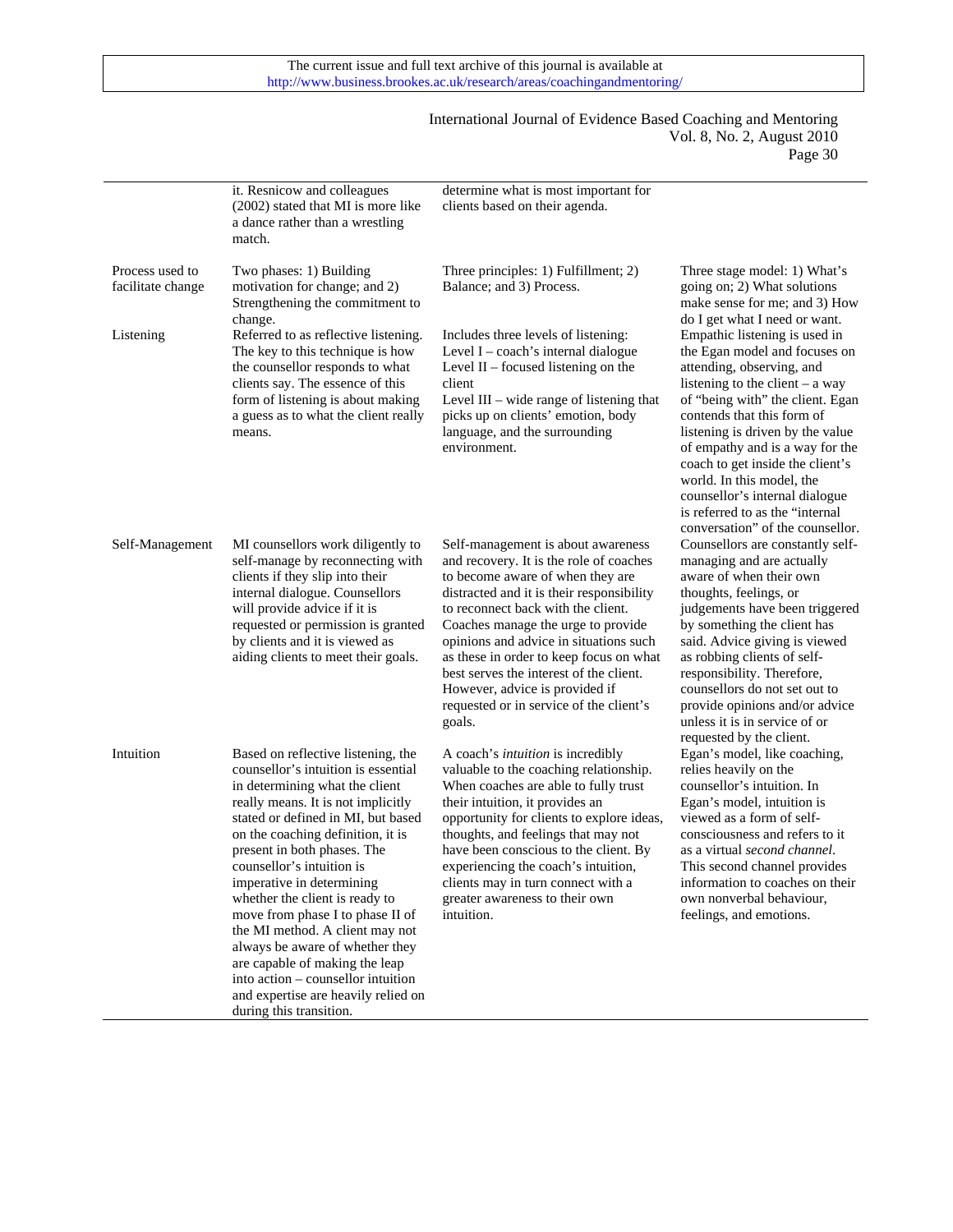| | | | |
|---|---|---|---|
| | it. Resnicow and colleagues (2002) stated that MI is more like a dance rather than a wrestling match. | determine what is most important for clients based on their agenda. | |
| Process used to facilitate change | Two phases: 1) Building motivation for change; and 2) Strengthening the commitment to change. | Three principles: 1) Fulfillment; 2) Balance; and 3) Process. | Three stage model: 1) What's going on; 2) What solutions make sense for me; and 3) How do I get what I need or want. |
| Listening | Referred to as reflective listening. The key to this technique is how the counsellor responds to what clients say. The essence of this form of listening is about making a guess as to what the client really means. | Includes three levels of listening: Level I – coach's internal dialogue Level II – focused listening on the client Level III – wide range of listening that picks up on clients' emotion, body language, and the surrounding environment. | Empathic listening is used in the Egan model and focuses on attending, observing, and listening to the client – a way of "being with" the client. Egan contends that this form of listening is driven by the value of empathy and is a way for the coach to get inside the client's world. In this model, the counsellor's internal dialogue is referred to as the "internal conversation" of the counsellor. |
| Self-Management | MI counsellors work diligently to self-manage by reconnecting with clients if they slip into their internal dialogue. Counsellors will provide advice if it is requested or permission is granted by clients and it is viewed as aiding clients to meet their goals. | Self-management is about awareness and recovery. It is the role of coaches to become aware of when they are distracted and it is their responsibility to reconnect back with the client. Coaches manage the urge to provide opinions and advice in situations such as these in order to keep focus on what best serves the interest of the client. However, advice is provided if requested or in service of the client's goals. | Counsellors are constantly self-managing and are actually aware of when their own thoughts, feelings, or judgements have been triggered by something the client has said. Advice giving is viewed as robbing clients of self-responsibility. Therefore, counsellors do not set out to provide opinions and/or advice unless it is in service of or requested by the client. |
| Intuition | Based on reflective listening, the counsellor's intuition is essential in determining what the client really means. It is not implicitly stated or defined in MI, but based on the coaching definition, it is present in both phases. The counsellor's intuition is imperative in determining whether the client is ready to move from phase I to phase II of the MI method. A client may not always be aware of whether they are capable of making the leap into action – counsellor intuition and expertise are heavily relied on during this transition. | A coach's *intuition* is incredibly valuable to the coaching relationship. When coaches are able to fully trust their intuition, it provides an opportunity for clients to explore ideas, thoughts, and feelings that may not have been conscious to the client. By experiencing the coach's intuition, clients may in turn connect with a greater awareness to their own intuition. | Egan's model, like coaching, relies heavily on the counsellor's intuition. In Egan's model, intuition is viewed as a form of self-consciousness and refers to it as a virtual *second channel*. This second channel provides information to coaches on their own nonverbal behaviour, feelings, and emotions. |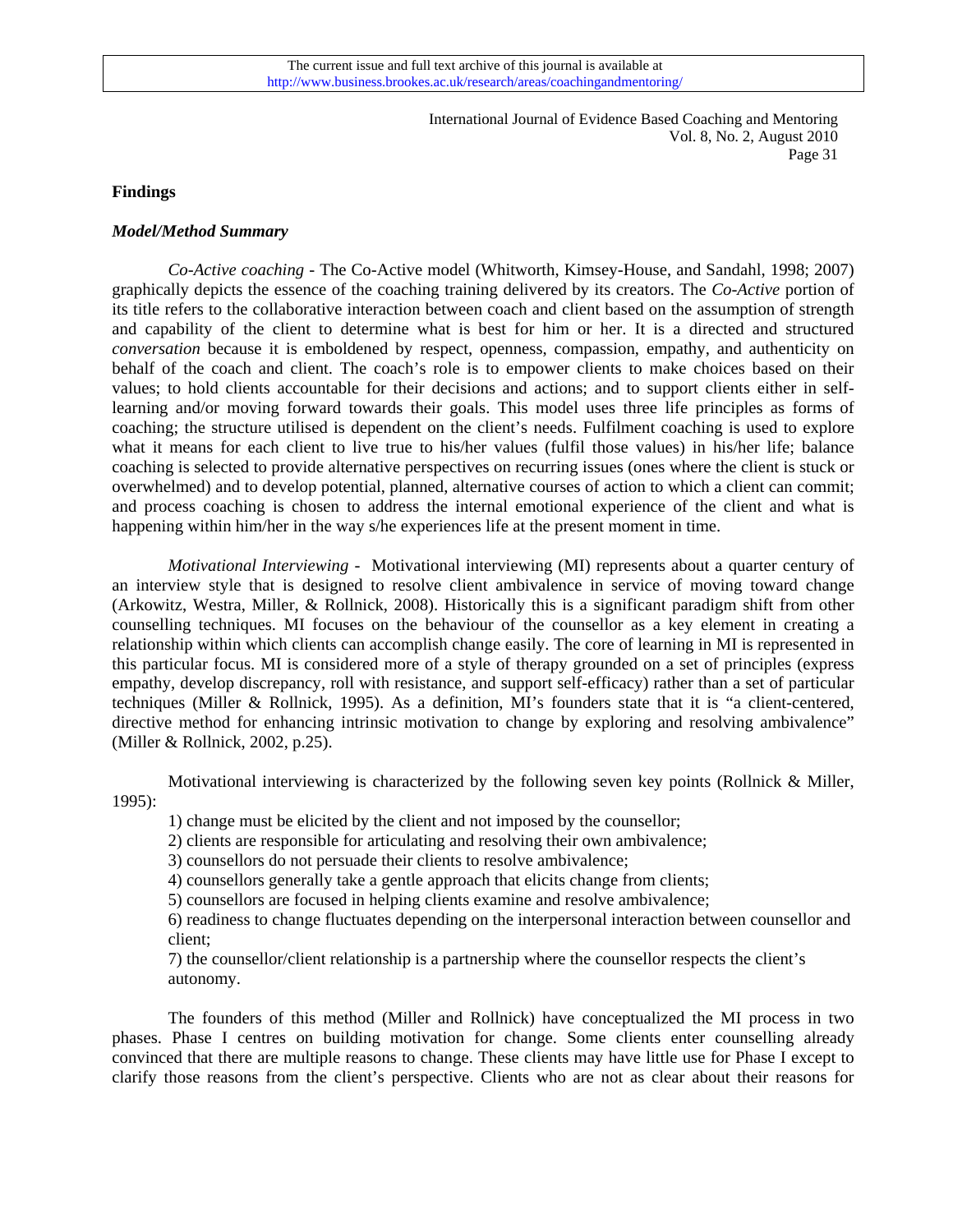**Findings**

***Model/Method Summary***

*Co-Active coaching* - The Co-Active model (Whitworth, Kimsey-House, and Sandahl, 1998; 2007) graphically depicts the essence of the coaching training delivered by its creators. The *Co-Active* portion of its title refers to the collaborative interaction between coach and client based on the assumption of strength and capability of the client to determine what is best for him or her. It is a directed and structured *conversation* because it is emboldened by respect, openness, compassion, empathy, and authenticity on behalf of the coach and client. The coach's role is to empower clients to make choices based on their values; to hold clients accountable for their decisions and actions; and to support clients either in self-learning and/or moving forward towards their goals. This model uses three life principles as forms of coaching; the structure utilised is dependent on the client's needs. Fulfilment coaching is used to explore what it means for each client to live true to his/her values (fulfil those values) in his/her life; balance coaching is selected to provide alternative perspectives on recurring issues (ones where the client is stuck or overwhelmed) and to develop potential, planned, alternative courses of action to which a client can commit; and process coaching is chosen to address the internal emotional experience of the client and what is happening within him/her in the way s/he experiences life at the present moment in time.

*Motivational Interviewing* - Motivational interviewing (MI) represents about a quarter century of an interview style that is designed to resolve client ambivalence in service of moving toward change (Arkowitz, Westra, Miller, & Rollnick, 2008). Historically this is a significant paradigm shift from other counselling techniques. MI focuses on the behaviour of the counsellor as a key element in creating a relationship within which clients can accomplish change easily. The core of learning in MI is represented in this particular focus. MI is considered more of a style of therapy grounded on a set of principles (express empathy, develop discrepancy, roll with resistance, and support self-efficacy) rather than a set of particular techniques (Miller & Rollnick, 1995). As a definition, MI's founders state that it is "a client-centered, directive method for enhancing intrinsic motivation to change by exploring and resolving ambivalence" (Miller & Rollnick, 2002, p.25).

Motivational interviewing is characterized by the following seven key points (Rollnick & Miller, 1995):

1) change must be elicited by the client and not imposed by the counsellor;
2) clients are responsible for articulating and resolving their own ambivalence;
3) counsellors do not persuade their clients to resolve ambivalence;
4) counsellors generally take a gentle approach that elicits change from clients;
5) counsellors are focused in helping clients examine and resolve ambivalence;
6) readiness to change fluctuates depending on the interpersonal interaction between counsellor and client;
7) the counsellor/client relationship is a partnership where the counsellor respects the client's autonomy.

The founders of this method (Miller and Rollnick) have conceptualized the MI process in two phases. Phase I centres on building motivation for change. Some clients enter counselling already convinced that there are multiple reasons to change. These clients may have little use for Phase I except to clarify those reasons from the client's perspective. Clients who are not as clear about their reasons for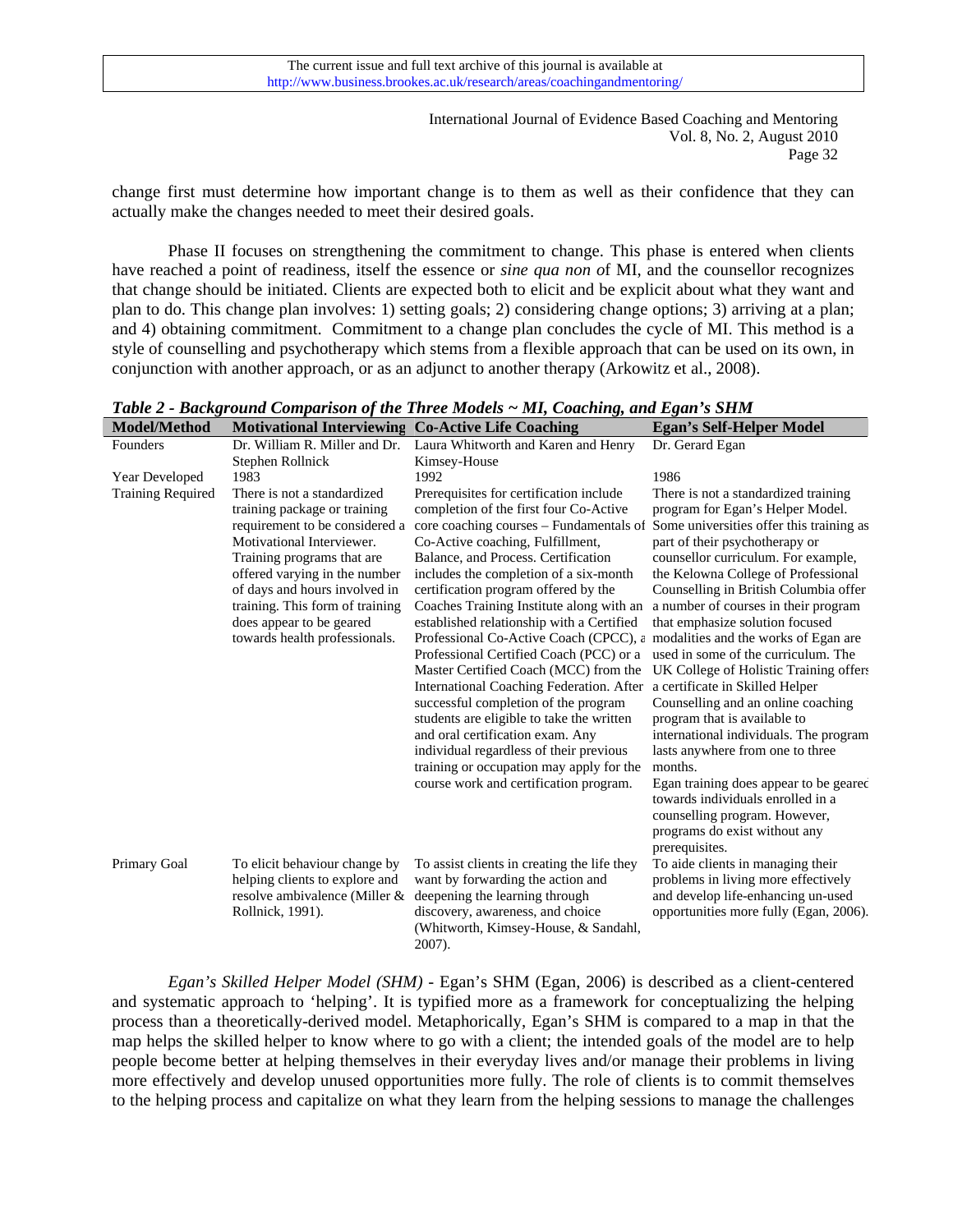change first must determine how important change is to them as well as their confidence that they can actually make the changes needed to meet their desired goals.

Phase II focuses on strengthening the commitment to change. This phase is entered when clients have reached a point of readiness, itself the essence or *sine qua non o*f MI, and the counsellor recognizes that change should be initiated. Clients are expected both to elicit and be explicit about what they want and plan to do. This change plan involves: 1) setting goals; 2) considering change options; 3) arriving at a plan; and 4) obtaining commitment. Commitment to a change plan concludes the cycle of MI. This method is a style of counselling and psychotherapy which stems from a flexible approach that can be used on its own, in conjunction with another approach, or as an adjunct to another therapy (Arkowitz et al., 2008).

***Table 2 - Background Comparison of the Three Models ~ MI, Coaching, and Egan's SHM***

| Model/Method | Motivational Interviewing | Co-Active Life Coaching | Egan's Self-Helper Model |
|---|---|---|---|
| Founders | Dr. William R. Miller and Dr. Stephen Rollnick | Laura Whitworth and Karen and Henry Kimsey-House | Dr. Gerard Egan |
| Year Developed | 1983 | 1992 | 1986 |
| Training Required | There is not a standardized training package or training requirement to be considered a Motivational Interviewer. Training programs that are offered varying in the number of days and hours involved in training. This form of training does appear to be geared towards health professionals. | Prerequisites for certification include completion of the first four Co-Active core coaching courses – Fundamentals of Co-Active coaching, Fulfillment, Balance, and Process. Certification includes the completion of a six-month certification program offered by the Coaches Training Institute along with an established relationship with a Certified Professional Co-Active Coach (CPCC), a Professional Certified Coach (PCC) or a Master Certified Coach (MCC) from the International Coaching Federation. After successful completion of the program students are eligible to take the written and oral certification exam. Any individual regardless of their previous training or occupation may apply for the course work and certification program. | There is not a standardized training program for Egan's Helper Model. Some universities offer this training as part of their psychotherapy or counsellor curriculum. For example, the Kelowna College of Professional Counselling in British Columbia offer a number of courses in their program that emphasize solution focused modalities and the works of Egan are used in some of the curriculum. The UK College of Holistic Training offers a certificate in Skilled Helper Counselling and an online coaching program that is available to international individuals. The program lasts anywhere from one to three months. Egan training does appear to be geared towards individuals enrolled in a counselling program. However, programs do exist without any prerequisites. |
| Primary Goal | To elicit behaviour change by helping clients to explore and resolve ambivalence (Miller & Rollnick, 1991). | To assist clients in creating the life they want by forwarding the action and deepening the learning through discovery, awareness, and choice (Whitworth, Kimsey-House, & Sandahl, 2007). | To aide clients in managing their problems in living more effectively and develop life-enhancing un-used opportunities more fully (Egan, 2006). |

*Egan's Skilled Helper Model (SHM)* - Egan's SHM (Egan, 2006) is described as a client-centered and systematic approach to 'helping'. It is typified more as a framework for conceptualizing the helping process than a theoretically-derived model. Metaphorically, Egan's SHM is compared to a map in that the map helps the skilled helper to know where to go with a client; the intended goals of the model are to help people become better at helping themselves in their everyday lives and/or manage their problems in living more effectively and develop unused opportunities more fully. The role of clients is to commit themselves to the helping process and capitalize on what they learn from the helping sessions to manage the challenges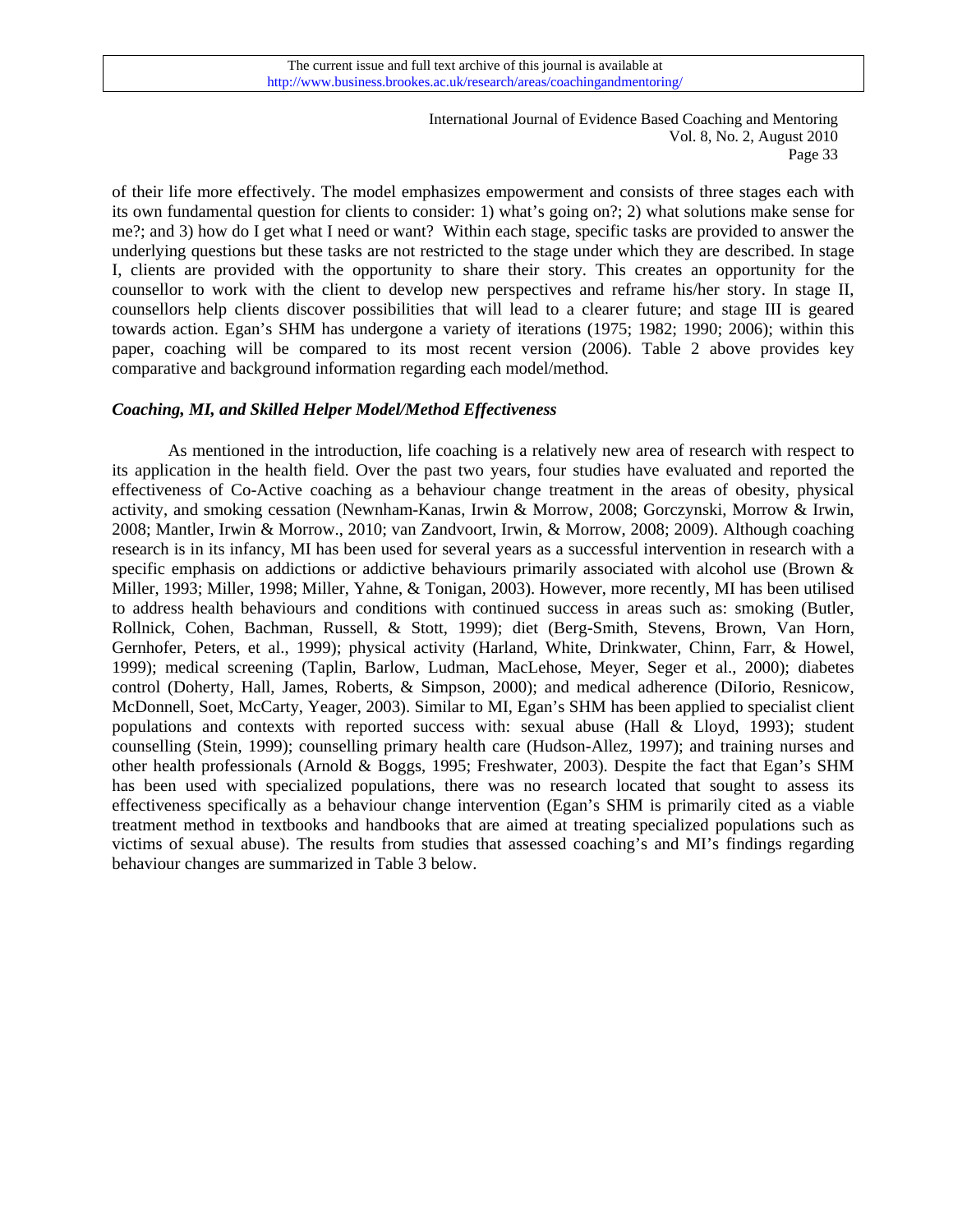of their life more effectively. The model emphasizes empowerment and consists of three stages each with its own fundamental question for clients to consider: 1) what's going on?; 2) what solutions make sense for me?; and 3) how do I get what I need or want? Within each stage, specific tasks are provided to answer the underlying questions but these tasks are not restricted to the stage under which they are described. In stage I, clients are provided with the opportunity to share their story. This creates an opportunity for the counsellor to work with the client to develop new perspectives and reframe his/her story. In stage II, counsellors help clients discover possibilities that will lead to a clearer future; and stage III is geared towards action. Egan's SHM has undergone a variety of iterations (1975; 1982; 1990; 2006); within this paper, coaching will be compared to its most recent version (2006). Table 2 above provides key comparative and background information regarding each model/method.

### *Coaching, MI, and Skilled Helper Model/Method Effectiveness*

As mentioned in the introduction, life coaching is a relatively new area of research with respect to its application in the health field. Over the past two years, four studies have evaluated and reported the effectiveness of Co-Active coaching as a behaviour change treatment in the areas of obesity, physical activity, and smoking cessation (Newnham-Kanas, Irwin & Morrow, 2008; Gorczynski, Morrow & Irwin, 2008; Mantler, Irwin & Morrow., 2010; van Zandvoort, Irwin, & Morrow, 2008; 2009). Although coaching research is in its infancy, MI has been used for several years as a successful intervention in research with a specific emphasis on addictions or addictive behaviours primarily associated with alcohol use (Brown & Miller, 1993; Miller, 1998; Miller, Yahne, & Tonigan, 2003). However, more recently, MI has been utilised to address health behaviours and conditions with continued success in areas such as: smoking (Butler, Rollnick, Cohen, Bachman, Russell, & Stott, 1999); diet (Berg-Smith, Stevens, Brown, Van Horn, Gernhofer, Peters, et al., 1999); physical activity (Harland, White, Drinkwater, Chinn, Farr, & Howel, 1999); medical screening (Taplin, Barlow, Ludman, MacLehose, Meyer, Seger et al., 2000); diabetes control (Doherty, Hall, James, Roberts, & Simpson, 2000); and medical adherence (DiIorio, Resnicow, McDonnell, Soet, McCarty, Yeager, 2003). Similar to MI, Egan's SHM has been applied to specialist client populations and contexts with reported success with: sexual abuse (Hall & Lloyd, 1993); student counselling (Stein, 1999); counselling primary health care (Hudson-Allez, 1997); and training nurses and other health professionals (Arnold & Boggs, 1995; Freshwater, 2003). Despite the fact that Egan's SHM has been used with specialized populations, there was no research located that sought to assess its effectiveness specifically as a behaviour change intervention (Egan's SHM is primarily cited as a viable treatment method in textbooks and handbooks that are aimed at treating specialized populations such as victims of sexual abuse). The results from studies that assessed coaching's and MI's findings regarding behaviour changes are summarized in Table 3 below.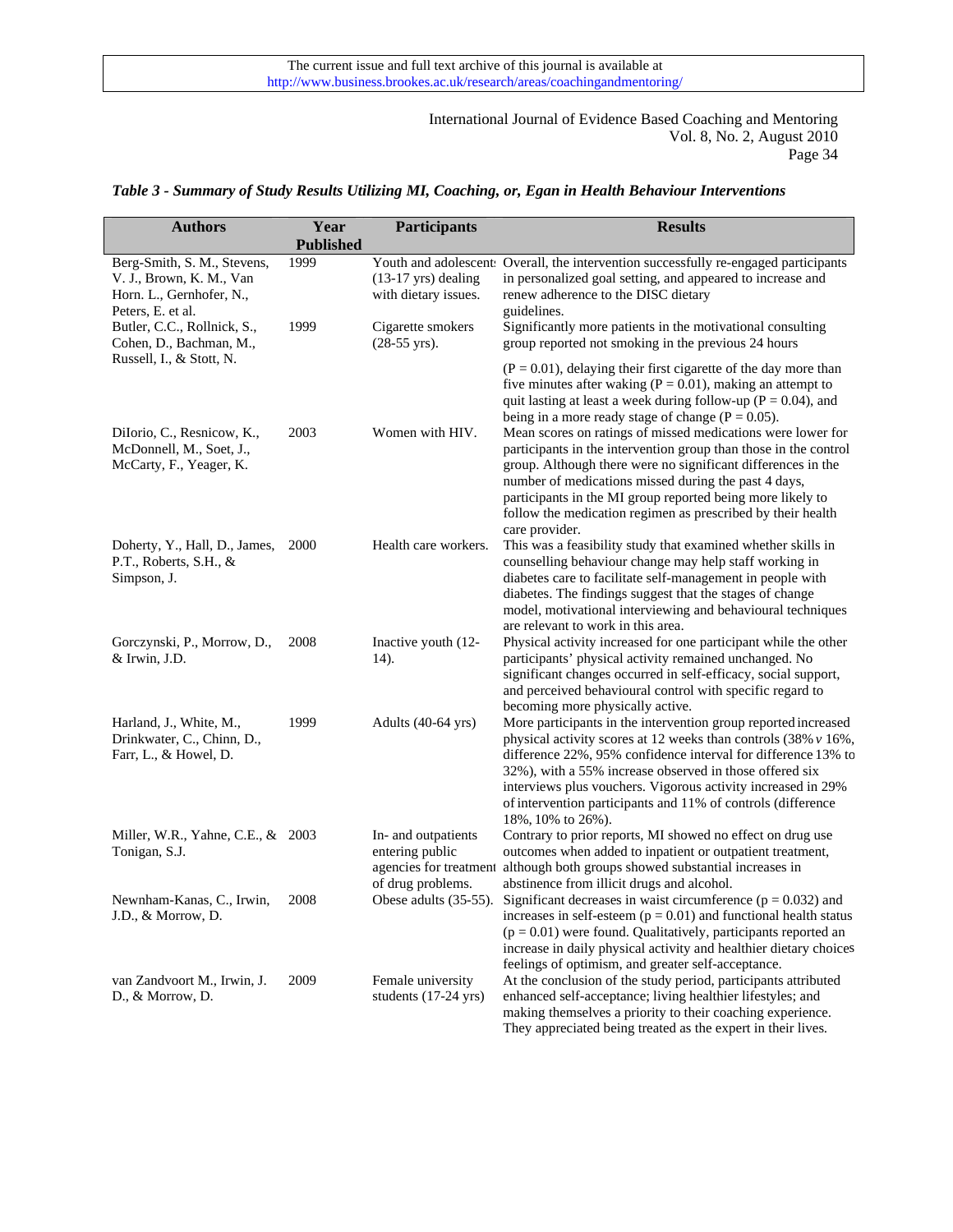*Table 3 - Summary of Study Results Utilizing MI, Coaching, or, Egan in Health Behaviour Interventions*

| Authors | Year Published | Participants | Results |
|---|---|---|---|
| Berg-Smith, S. M., Stevens, V. J., Brown, K. M., Van Horn. L., Gernhofer, N., Peters, E. et al. | 1999 | Youth and adolescents (13-17 yrs) dealing with dietary issues. | Overall, the intervention successfully re-engaged participants in personalized goal setting, and appeared to increase and renew adherence to the DISC dietary guidelines. |
| Butler, C.C., Rollnick, S., Cohen, D., Bachman, M., Russell, I., & Stott, N. | 1999 | Cigarette smokers (28-55 yrs). | Significantly more patients in the motivational consulting group reported not smoking in the previous 24 hours ($P = 0.01$), delaying their first cigarette of the day more than five minutes after waking ($P = 0.01$), making an attempt to quit lasting at least a week during follow-up ($P = 0.04$), and being in a more ready stage of change ($P = 0.05$). |
| DiIorio, C., Resnicow, K., McDonnell, M., Soet, J., McCarty, F., Yeager, K. | 2003 | Women with HIV. | Mean scores on ratings of missed medications were lower for participants in the intervention group than those in the control group. Although there were no significant differences in the number of medications missed during the past 4 days, participants in the MI group reported being more likely to follow the medication regimen as prescribed by their health care provider. |
| Doherty, Y., Hall, D., James, P.T., Roberts, S.H., & Simpson, J. | 2000 | Health care workers. | This was a feasibility study that examined whether skills in counselling behaviour change may help staff working in diabetes care to facilitate self-management in people with diabetes. The findings suggest that the stages of change model, motivational interviewing and behavioural techniques are relevant to work in this area. |
| Gorczynski, P., Morrow, D., & Irwin, J.D. | 2008 | Inactive youth (12-14). | Physical activity increased for one participant while the other participants' physical activity remained unchanged. No significant changes occurred in self-efficacy, social support, and perceived behavioural control with specific regard to becoming more physically active. |
| Harland, J., White, M., Drinkwater, C., Chinn, D., Farr, L., & Howel, D. | 1999 | Adults (40-64 yrs) | More participants in the intervention group reported increased physical activity scores at 12 weeks than controls (38% *v* 16%, difference 22%, 95% confidence interval for difference 13% to 32%), with a 55% increase observed in those offered six interviews plus vouchers. Vigorous activity increased in 29% of intervention participants and 11% of controls (difference 18%, 10% to 26%). |
| Miller, W.R., Yahne, C.E., & Tonigan, S.J. | 2003 | In- and outpatients entering public agencies for treatment of drug problems. | Contrary to prior reports, MI showed no effect on drug use outcomes when added to inpatient or outpatient treatment, although both groups showed substantial increases in abstinence from illicit drugs and alcohol. |
| Newnham-Kanas, C., Irwin, J.D., & Morrow, D. | 2008 | Obese adults (35-55). | Significant decreases in waist circumference ($p = 0.032$) and increases in self-esteem ($p = 0.01$) and functional health status ($p = 0.01$) were found. Qualitatively, participants reported an increase in daily physical activity and healthier dietary choices feelings of optimism, and greater self-acceptance. |
| van Zandvoort M., Irwin, J. D., & Morrow, D. | 2009 | Female university students (17-24 yrs) | At the conclusion of the study period, participants attributed enhanced self-acceptance; living healthier lifestyles; and making themselves a priority to their coaching experience. They appreciated being treated as the expert in their lives. |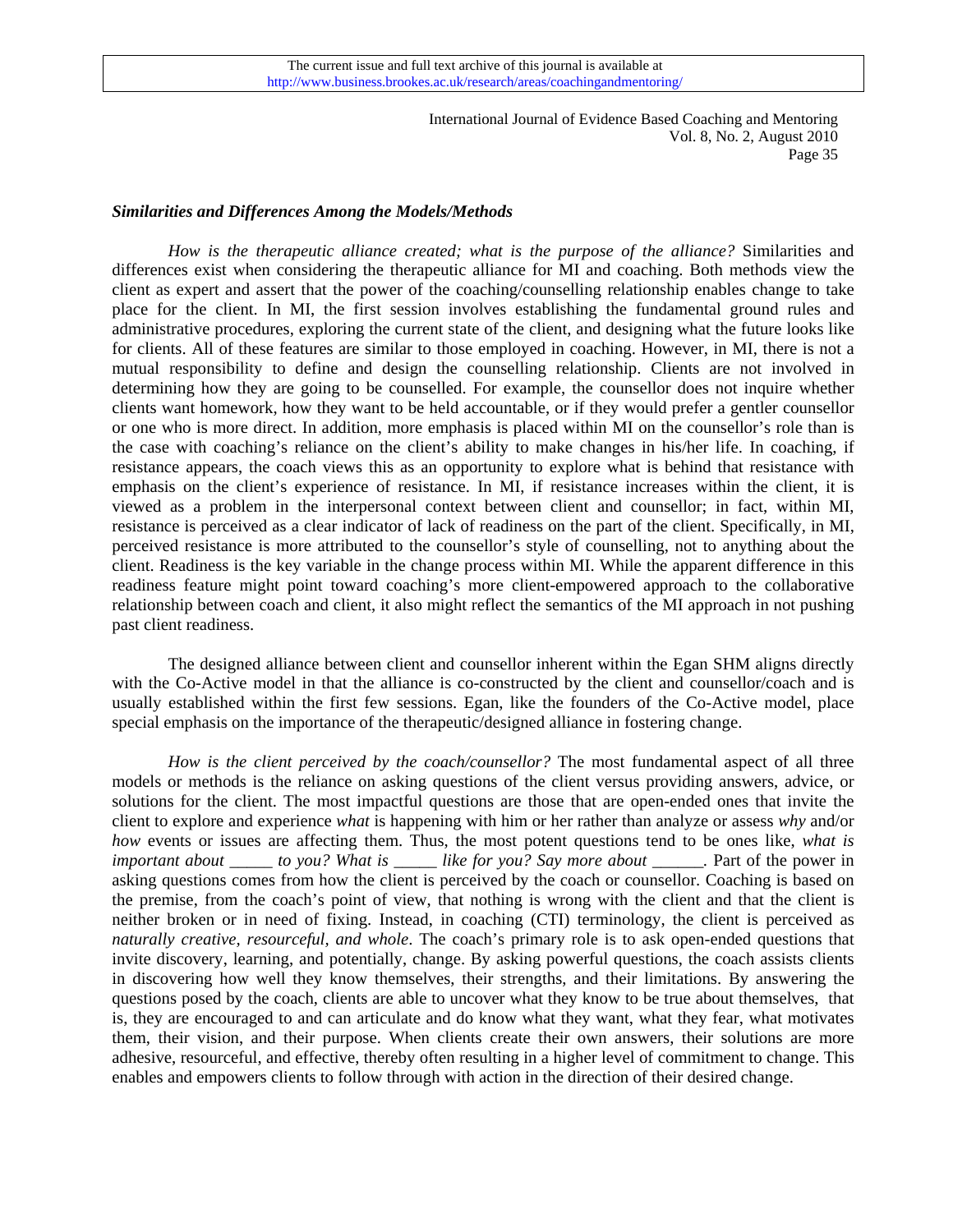### *Similarities and Differences Among the Models/Methods*

*How is the therapeutic alliance created; what is the purpose of the alliance?* Similarities and differences exist when considering the therapeutic alliance for MI and coaching. Both methods view the client as expert and assert that the power of the coaching/counselling relationship enables change to take place for the client. In MI, the first session involves establishing the fundamental ground rules and administrative procedures, exploring the current state of the client, and designing what the future looks like for clients. All of these features are similar to those employed in coaching. However, in MI, there is not a mutual responsibility to define and design the counselling relationship. Clients are not involved in determining how they are going to be counselled. For example, the counsellor does not inquire whether clients want homework, how they want to be held accountable, or if they would prefer a gentler counsellor or one who is more direct. In addition, more emphasis is placed within MI on the counsellor's role than is the case with coaching's reliance on the client's ability to make changes in his/her life. In coaching, if resistance appears, the coach views this as an opportunity to explore what is behind that resistance with emphasis on the client's experience of resistance. In MI, if resistance increases within the client, it is viewed as a problem in the interpersonal context between client and counsellor; in fact, within MI, resistance is perceived as a clear indicator of lack of readiness on the part of the client. Specifically, in MI, perceived resistance is more attributed to the counsellor's style of counselling, not to anything about the client. Readiness is the key variable in the change process within MI. While the apparent difference in this readiness feature might point toward coaching's more client-empowered approach to the collaborative relationship between coach and client, it also might reflect the semantics of the MI approach in not pushing past client readiness.

The designed alliance between client and counsellor inherent within the Egan SHM aligns directly with the Co-Active model in that the alliance is co-constructed by the client and counsellor/coach and is usually established within the first few sessions. Egan, like the founders of the Co-Active model, place special emphasis on the importance of the therapeutic/designed alliance in fostering change.

*How is the client perceived by the coach/counsellor?* The most fundamental aspect of all three models or methods is the reliance on asking questions of the client versus providing answers, advice, or solutions for the client. The most impactful questions are those that are open-ended ones that invite the client to explore and experience *what* is happening with him or her rather than analyze or assess *why* and/or *how* events or issues are affecting them. Thus, the most potent questions tend to be ones like, *what is important about _____ to you? What is _____ like for you? Say more about ______*. Part of the power in asking questions comes from how the client is perceived by the coach or counsellor. Coaching is based on the premise, from the coach's point of view, that nothing is wrong with the client and that the client is neither broken or in need of fixing. Instead, in coaching (CTI) terminology, the client is perceived as *naturally creative, resourceful, and whole*. The coach's primary role is to ask open-ended questions that invite discovery, learning, and potentially, change. By asking powerful questions, the coach assists clients in discovering how well they know themselves, their strengths, and their limitations. By answering the questions posed by the coach, clients are able to uncover what they know to be true about themselves, that is, they are encouraged to and can articulate and do know what they want, what they fear, what motivates them, their vision, and their purpose. When clients create their own answers, their solutions are more adhesive, resourceful, and effective, thereby often resulting in a higher level of commitment to change. This enables and empowers clients to follow through with action in the direction of their desired change.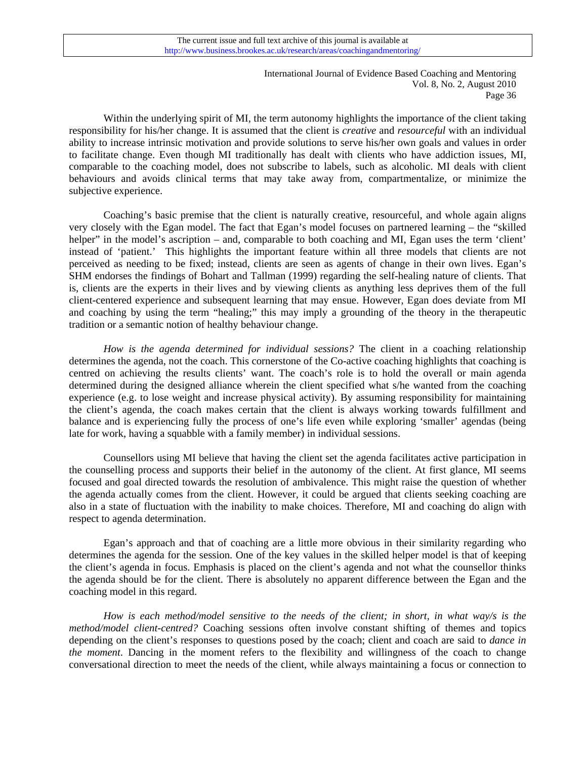Within the underlying spirit of MI, the term autonomy highlights the importance of the client taking responsibility for his/her change. It is assumed that the client is *creative* and *resourceful* with an individual ability to increase intrinsic motivation and provide solutions to serve his/her own goals and values in order to facilitate change. Even though MI traditionally has dealt with clients who have addiction issues, MI, comparable to the coaching model, does not subscribe to labels, such as alcoholic. MI deals with client behaviours and avoids clinical terms that may take away from, compartmentalize, or minimize the subjective experience.

Coaching's basic premise that the client is naturally creative, resourceful, and whole again aligns very closely with the Egan model. The fact that Egan's model focuses on partnered learning – the "skilled helper" in the model's ascription – and, comparable to both coaching and MI, Egan uses the term 'client' instead of 'patient.' This highlights the important feature within all three models that clients are not perceived as needing to be fixed; instead, clients are seen as agents of change in their own lives. Egan's SHM endorses the findings of Bohart and Tallman (1999) regarding the self-healing nature of clients. That is, clients are the experts in their lives and by viewing clients as anything less deprives them of the full client-centered experience and subsequent learning that may ensue. However, Egan does deviate from MI and coaching by using the term "healing;" this may imply a grounding of the theory in the therapeutic tradition or a semantic notion of healthy behaviour change.

*How is the agenda determined for individual sessions?* The client in a coaching relationship determines the agenda, not the coach. This cornerstone of the Co-active coaching highlights that coaching is centred on achieving the results clients' want. The coach's role is to hold the overall or main agenda determined during the designed alliance wherein the client specified what s/he wanted from the coaching experience (e.g. to lose weight and increase physical activity). By assuming responsibility for maintaining the client's agenda, the coach makes certain that the client is always working towards fulfillment and balance and is experiencing fully the process of one's life even while exploring 'smaller' agendas (being late for work, having a squabble with a family member) in individual sessions.

Counsellors using MI believe that having the client set the agenda facilitates active participation in the counselling process and supports their belief in the autonomy of the client. At first glance, MI seems focused and goal directed towards the resolution of ambivalence. This might raise the question of whether the agenda actually comes from the client. However, it could be argued that clients seeking coaching are also in a state of fluctuation with the inability to make choices. Therefore, MI and coaching do align with respect to agenda determination.

Egan's approach and that of coaching are a little more obvious in their similarity regarding who determines the agenda for the session. One of the key values in the skilled helper model is that of keeping the client's agenda in focus. Emphasis is placed on the client's agenda and not what the counsellor thinks the agenda should be for the client. There is absolutely no apparent difference between the Egan and the coaching model in this regard.

*How is each method/model sensitive to the needs of the client; in short, in what way/s is the method/model client-centred?* Coaching sessions often involve constant shifting of themes and topics depending on the client's responses to questions posed by the coach; client and coach are said to *dance in the moment*. Dancing in the moment refers to the flexibility and willingness of the coach to change conversational direction to meet the needs of the client, while always maintaining a focus or connection to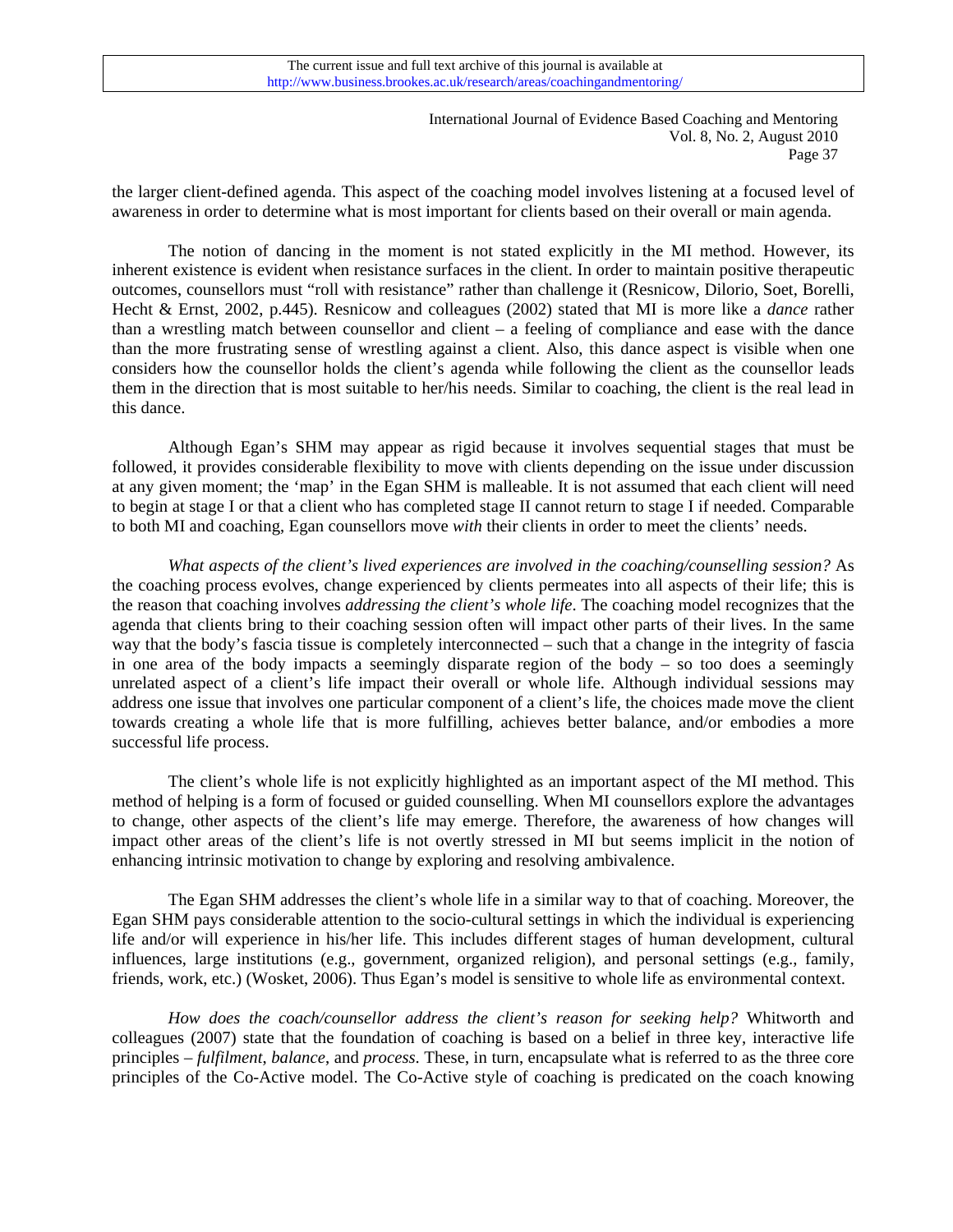the larger client-defined agenda. This aspect of the coaching model involves listening at a focused level of awareness in order to determine what is most important for clients based on their overall or main agenda.

The notion of dancing in the moment is not stated explicitly in the MI method. However, its inherent existence is evident when resistance surfaces in the client. In order to maintain positive therapeutic outcomes, counsellors must "roll with resistance" rather than challenge it (Resnicow, Dilorio, Soet, Borelli, Hecht & Ernst, 2002, p.445). Resnicow and colleagues (2002) stated that MI is more like a *dance* rather than a wrestling match between counsellor and client – a feeling of compliance and ease with the dance than the more frustrating sense of wrestling against a client. Also, this dance aspect is visible when one considers how the counsellor holds the client's agenda while following the client as the counsellor leads them in the direction that is most suitable to her/his needs. Similar to coaching, the client is the real lead in this dance.

Although Egan's SHM may appear as rigid because it involves sequential stages that must be followed, it provides considerable flexibility to move with clients depending on the issue under discussion at any given moment; the 'map' in the Egan SHM is malleable. It is not assumed that each client will need to begin at stage I or that a client who has completed stage II cannot return to stage I if needed. Comparable to both MI and coaching, Egan counsellors move *with* their clients in order to meet the clients' needs.

*What aspects of the client's lived experiences are involved in the coaching/counselling session?* As the coaching process evolves, change experienced by clients permeates into all aspects of their life; this is the reason that coaching involves *addressing the client's whole life*. The coaching model recognizes that the agenda that clients bring to their coaching session often will impact other parts of their lives. In the same way that the body's fascia tissue is completely interconnected – such that a change in the integrity of fascia in one area of the body impacts a seemingly disparate region of the body – so too does a seemingly unrelated aspect of a client's life impact their overall or whole life. Although individual sessions may address one issue that involves one particular component of a client's life, the choices made move the client towards creating a whole life that is more fulfilling, achieves better balance, and/or embodies a more successful life process.

The client's whole life is not explicitly highlighted as an important aspect of the MI method. This method of helping is a form of focused or guided counselling. When MI counsellors explore the advantages to change, other aspects of the client's life may emerge. Therefore, the awareness of how changes will impact other areas of the client's life is not overtly stressed in MI but seems implicit in the notion of enhancing intrinsic motivation to change by exploring and resolving ambivalence.

The Egan SHM addresses the client's whole life in a similar way to that of coaching. Moreover, the Egan SHM pays considerable attention to the socio-cultural settings in which the individual is experiencing life and/or will experience in his/her life. This includes different stages of human development, cultural influences, large institutions (e.g., government, organized religion), and personal settings (e.g., family, friends, work, etc.) (Wosket, 2006). Thus Egan's model is sensitive to whole life as environmental context.

*How does the coach/counsellor address the client's reason for seeking help?* Whitworth and colleagues (2007) state that the foundation of coaching is based on a belief in three key, interactive life principles – *fulfilment*, *balance*, and *process*. These, in turn, encapsulate what is referred to as the three core principles of the Co-Active model. The Co-Active style of coaching is predicated on the coach knowing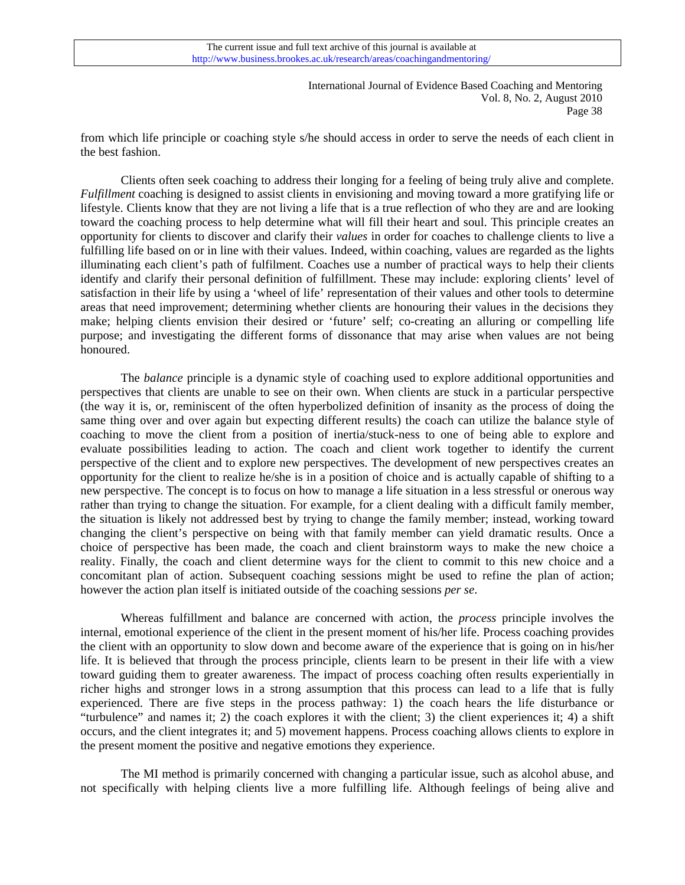from which life principle or coaching style s/he should access in order to serve the needs of each client in the best fashion.

Clients often seek coaching to address their longing for a feeling of being truly alive and complete. *Fulfillment* coaching is designed to assist clients in envisioning and moving toward a more gratifying life or lifestyle. Clients know that they are not living a life that is a true reflection of who they are and are looking toward the coaching process to help determine what will fill their heart and soul. This principle creates an opportunity for clients to discover and clarify their *values* in order for coaches to challenge clients to live a fulfilling life based on or in line with their values. Indeed, within coaching, values are regarded as the lights illuminating each client's path of fulfilment. Coaches use a number of practical ways to help their clients identify and clarify their personal definition of fulfillment. These may include: exploring clients' level of satisfaction in their life by using a 'wheel of life' representation of their values and other tools to determine areas that need improvement; determining whether clients are honouring their values in the decisions they make; helping clients envision their desired or 'future' self; co-creating an alluring or compelling life purpose; and investigating the different forms of dissonance that may arise when values are not being honoured.

The *balance* principle is a dynamic style of coaching used to explore additional opportunities and perspectives that clients are unable to see on their own. When clients are stuck in a particular perspective (the way it is, or, reminiscent of the often hyperbolized definition of insanity as the process of doing the same thing over and over again but expecting different results) the coach can utilize the balance style of coaching to move the client from a position of inertia/stuck-ness to one of being able to explore and evaluate possibilities leading to action. The coach and client work together to identify the current perspective of the client and to explore new perspectives. The development of new perspectives creates an opportunity for the client to realize he/she is in a position of choice and is actually capable of shifting to a new perspective. The concept is to focus on how to manage a life situation in a less stressful or onerous way rather than trying to change the situation. For example, for a client dealing with a difficult family member, the situation is likely not addressed best by trying to change the family member; instead, working toward changing the client's perspective on being with that family member can yield dramatic results. Once a choice of perspective has been made, the coach and client brainstorm ways to make the new choice a reality. Finally, the coach and client determine ways for the client to commit to this new choice and a concomitant plan of action. Subsequent coaching sessions might be used to refine the plan of action; however the action plan itself is initiated outside of the coaching sessions *per se*.

Whereas fulfillment and balance are concerned with action, the *process* principle involves the internal, emotional experience of the client in the present moment of his/her life. Process coaching provides the client with an opportunity to slow down and become aware of the experience that is going on in his/her life. It is believed that through the process principle, clients learn to be present in their life with a view toward guiding them to greater awareness. The impact of process coaching often results experientially in richer highs and stronger lows in a strong assumption that this process can lead to a life that is fully experienced. There are five steps in the process pathway: 1) the coach hears the life disturbance or "turbulence" and names it; 2) the coach explores it with the client; 3) the client experiences it; 4) a shift occurs, and the client integrates it; and 5) movement happens. Process coaching allows clients to explore in the present moment the positive and negative emotions they experience.

The MI method is primarily concerned with changing a particular issue, such as alcohol abuse, and not specifically with helping clients live a more fulfilling life. Although feelings of being alive and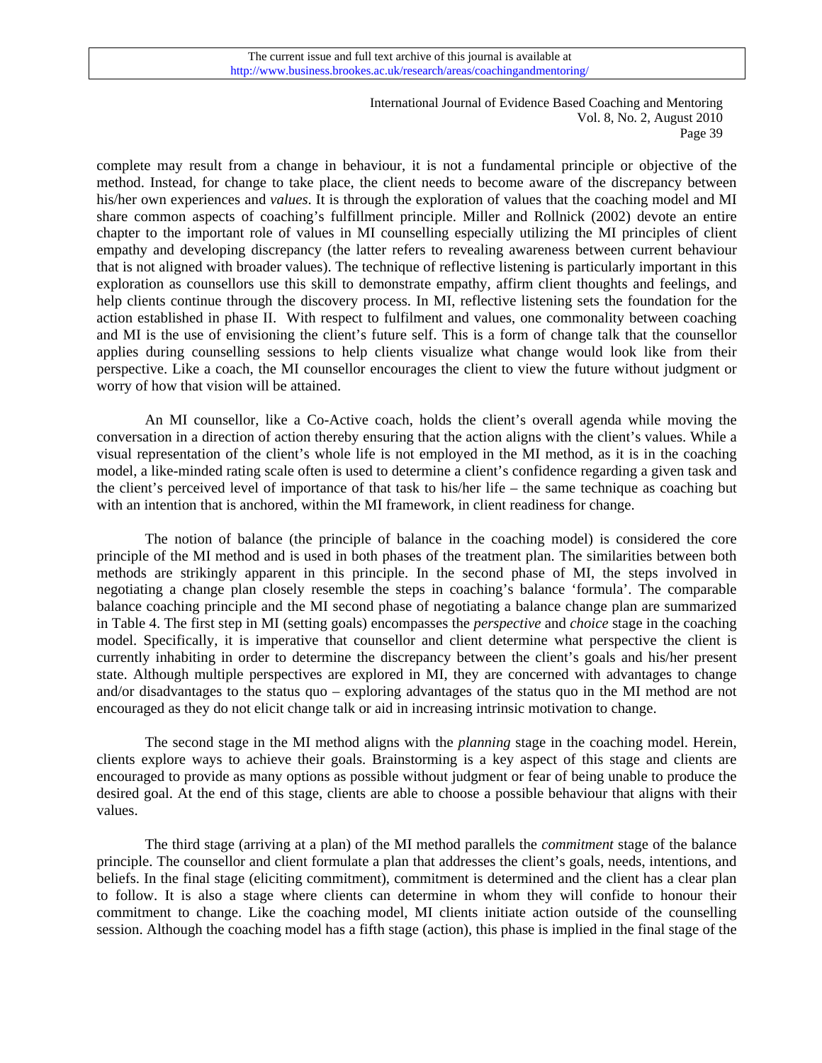complete may result from a change in behaviour, it is not a fundamental principle or objective of the method. Instead, for change to take place, the client needs to become aware of the discrepancy between his/her own experiences and *values*. It is through the exploration of values that the coaching model and MI share common aspects of coaching's fulfillment principle. Miller and Rollnick (2002) devote an entire chapter to the important role of values in MI counselling especially utilizing the MI principles of client empathy and developing discrepancy (the latter refers to revealing awareness between current behaviour that is not aligned with broader values). The technique of reflective listening is particularly important in this exploration as counsellors use this skill to demonstrate empathy, affirm client thoughts and feelings, and help clients continue through the discovery process. In MI, reflective listening sets the foundation for the action established in phase II. With respect to fulfilment and values, one commonality between coaching and MI is the use of envisioning the client's future self. This is a form of change talk that the counsellor applies during counselling sessions to help clients visualize what change would look like from their perspective. Like a coach, the MI counsellor encourages the client to view the future without judgment or worry of how that vision will be attained.

An MI counsellor, like a Co-Active coach, holds the client's overall agenda while moving the conversation in a direction of action thereby ensuring that the action aligns with the client's values. While a visual representation of the client's whole life is not employed in the MI method, as it is in the coaching model, a like-minded rating scale often is used to determine a client's confidence regarding a given task and the client's perceived level of importance of that task to his/her life – the same technique as coaching but with an intention that is anchored, within the MI framework, in client readiness for change.

The notion of balance (the principle of balance in the coaching model) is considered the core principle of the MI method and is used in both phases of the treatment plan. The similarities between both methods are strikingly apparent in this principle. In the second phase of MI, the steps involved in negotiating a change plan closely resemble the steps in coaching's balance 'formula'. The comparable balance coaching principle and the MI second phase of negotiating a balance change plan are summarized in Table 4. The first step in MI (setting goals) encompasses the *perspective* and *choice* stage in the coaching model. Specifically, it is imperative that counsellor and client determine what perspective the client is currently inhabiting in order to determine the discrepancy between the client's goals and his/her present state. Although multiple perspectives are explored in MI, they are concerned with advantages to change and/or disadvantages to the status quo – exploring advantages of the status quo in the MI method are not encouraged as they do not elicit change talk or aid in increasing intrinsic motivation to change.

The second stage in the MI method aligns with the *planning* stage in the coaching model. Herein, clients explore ways to achieve their goals. Brainstorming is a key aspect of this stage and clients are encouraged to provide as many options as possible without judgment or fear of being unable to produce the desired goal. At the end of this stage, clients are able to choose a possible behaviour that aligns with their values.

The third stage (arriving at a plan) of the MI method parallels the *commitment* stage of the balance principle. The counsellor and client formulate a plan that addresses the client's goals, needs, intentions, and beliefs. In the final stage (eliciting commitment), commitment is determined and the client has a clear plan to follow. It is also a stage where clients can determine in whom they will confide to honour their commitment to change. Like the coaching model, MI clients initiate action outside of the counselling session. Although the coaching model has a fifth stage (action), this phase is implied in the final stage of the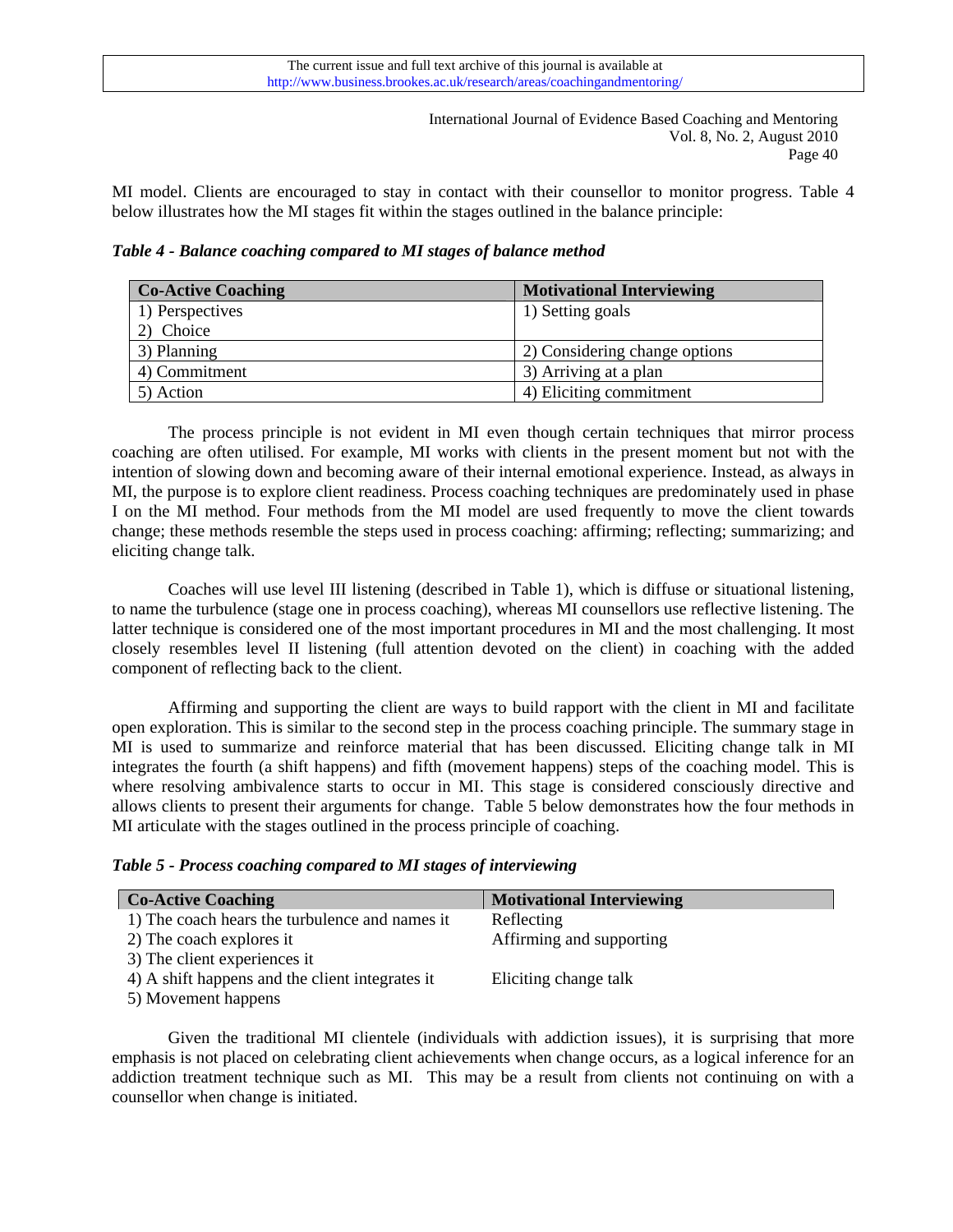MI model. Clients are encouraged to stay in contact with their counsellor to monitor progress. Table 4 below illustrates how the MI stages fit within the stages outlined in the balance principle:

***Table 4 - Balance coaching compared to MI stages of balance method***

| Co-Active Coaching | Motivational Interviewing |
|---|---|
| 1) Perspectives<br>2) Choice | 1) Setting goals |
| 3) Planning | 2) Considering change options |
| 4) Commitment | 3) Arriving at a plan |
| 5) Action | 4) Eliciting commitment |

The process principle is not evident in MI even though certain techniques that mirror process coaching are often utilised. For example, MI works with clients in the present moment but not with the intention of slowing down and becoming aware of their internal emotional experience. Instead, as always in MI, the purpose is to explore client readiness. Process coaching techniques are predominately used in phase I on the MI method. Four methods from the MI model are used frequently to move the client towards change; these methods resemble the steps used in process coaching: affirming; reflecting; summarizing; and eliciting change talk.

Coaches will use level III listening (described in Table 1), which is diffuse or situational listening, to name the turbulence (stage one in process coaching), whereas MI counsellors use reflective listening. The latter technique is considered one of the most important procedures in MI and the most challenging. It most closely resembles level II listening (full attention devoted on the client) in coaching with the added component of reflecting back to the client.

Affirming and supporting the client are ways to build rapport with the client in MI and facilitate open exploration. This is similar to the second step in the process coaching principle. The summary stage in MI is used to summarize and reinforce material that has been discussed. Eliciting change talk in MI integrates the fourth (a shift happens) and fifth (movement happens) steps of the coaching model. This is where resolving ambivalence starts to occur in MI. This stage is considered consciously directive and allows clients to present their arguments for change. Table 5 below demonstrates how the four methods in MI articulate with the stages outlined in the process principle of coaching.

***Table 5 - Process coaching compared to MI stages of interviewing***

| Co-Active Coaching | Motivational Interviewing |
|---|---|
| 1) The coach hears the turbulence and names it | Reflecting |
| 2) The coach explores it<br>3) The client experiences it | Affirming and supporting |
| 4) A shift happens and the client integrates it<br>5) Movement happens | Eliciting change talk |

Given the traditional MI clientele (individuals with addiction issues), it is surprising that more emphasis is not placed on celebrating client achievements when change occurs, as a logical inference for an addiction treatment technique such as MI. This may be a result from clients not continuing on with a counsellor when change is initiated.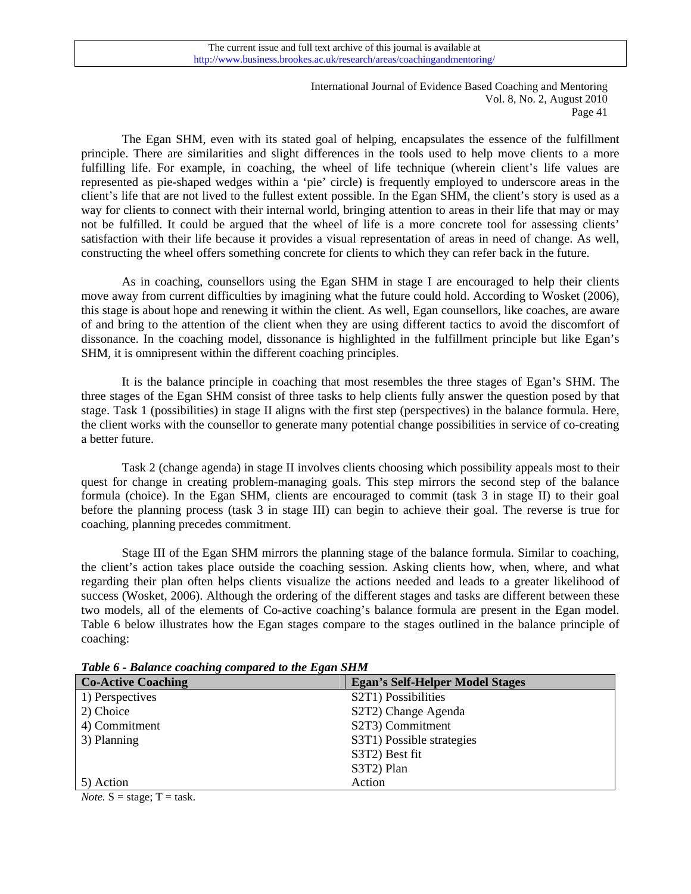The Egan SHM, even with its stated goal of helping, encapsulates the essence of the fulfillment principle. There are similarities and slight differences in the tools used to help move clients to a more fulfilling life. For example, in coaching, the wheel of life technique (wherein client's life values are represented as pie-shaped wedges within a 'pie' circle) is frequently employed to underscore areas in the client's life that are not lived to the fullest extent possible. In the Egan SHM, the client's story is used as a way for clients to connect with their internal world, bringing attention to areas in their life that may or may not be fulfilled. It could be argued that the wheel of life is a more concrete tool for assessing clients' satisfaction with their life because it provides a visual representation of areas in need of change. As well, constructing the wheel offers something concrete for clients to which they can refer back in the future.

As in coaching, counsellors using the Egan SHM in stage I are encouraged to help their clients move away from current difficulties by imagining what the future could hold. According to Wosket (2006), this stage is about hope and renewing it within the client. As well, Egan counsellors, like coaches, are aware of and bring to the attention of the client when they are using different tactics to avoid the discomfort of dissonance. In the coaching model, dissonance is highlighted in the fulfillment principle but like Egan's SHM, it is omnipresent within the different coaching principles.

It is the balance principle in coaching that most resembles the three stages of Egan's SHM. The three stages of the Egan SHM consist of three tasks to help clients fully answer the question posed by that stage. Task 1 (possibilities) in stage II aligns with the first step (perspectives) in the balance formula. Here, the client works with the counsellor to generate many potential change possibilities in service of co-creating a better future.

Task 2 (change agenda) in stage II involves clients choosing which possibility appeals most to their quest for change in creating problem-managing goals. This step mirrors the second step of the balance formula (choice). In the Egan SHM, clients are encouraged to commit (task 3 in stage II) to their goal before the planning process (task 3 in stage III) can begin to achieve their goal. The reverse is true for coaching, planning precedes commitment.

Stage III of the Egan SHM mirrors the planning stage of the balance formula. Similar to coaching, the client's action takes place outside the coaching session. Asking clients how, when, where, and what regarding their plan often helps clients visualize the actions needed and leads to a greater likelihood of success (Wosket, 2006). Although the ordering of the different stages and tasks are different between these two models, all of the elements of Co-active coaching's balance formula are present in the Egan model. Table 6 below illustrates how the Egan stages compare to the stages outlined in the balance principle of coaching:

***Table 6 - Balance coaching compared to the Egan SHM***

| Co-Active Coaching | Egan's Self-Helper Model Stages |
|---|---|
| 1) Perspectives | S2T1) Possibilities |
| 2) Choice | S2T2) Change Agenda |
| 4) Commitment | S2T3) Commitment |
| 3) Planning | S3T1) Possible strategies |
| | S3T2) Best fit |
| | S3T2) Plan |
| 5) Action | Action |

*Note.* S = stage; T = task.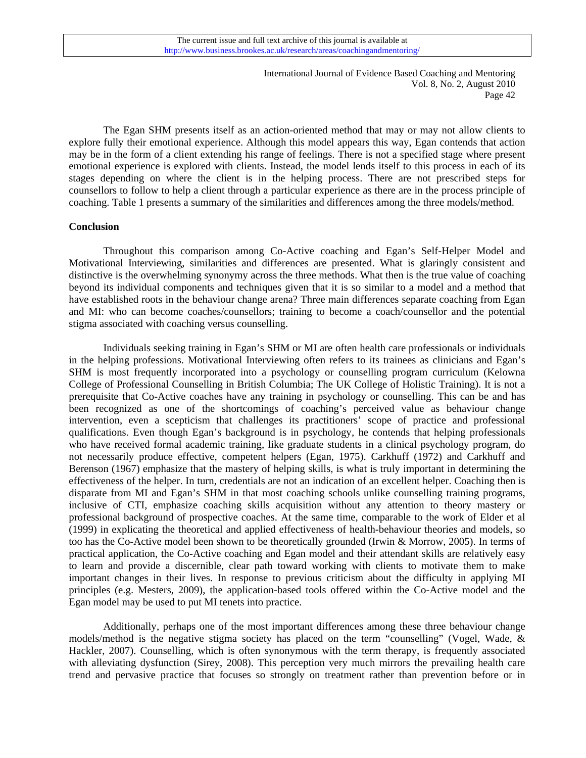The Egan SHM presents itself as an action-oriented method that may or may not allow clients to explore fully their emotional experience. Although this model appears this way, Egan contends that action may be in the form of a client extending his range of feelings. There is not a specified stage where present emotional experience is explored with clients. Instead, the model lends itself to this process in each of its stages depending on where the client is in the helping process. There are not prescribed steps for counsellors to follow to help a client through a particular experience as there are in the process principle of coaching. Table 1 presents a summary of the similarities and differences among the three models/method.

**Conclusion**

Throughout this comparison among Co-Active coaching and Egan's Self-Helper Model and Motivational Interviewing, similarities and differences are presented. What is glaringly consistent and distinctive is the overwhelming synonymy across the three methods. What then is the true value of coaching beyond its individual components and techniques given that it is so similar to a model and a method that have established roots in the behaviour change arena? Three main differences separate coaching from Egan and MI: who can become coaches/counsellors; training to become a coach/counsellor and the potential stigma associated with coaching versus counselling.

Individuals seeking training in Egan's SHM or MI are often health care professionals or individuals in the helping professions. Motivational Interviewing often refers to its trainees as clinicians and Egan's SHM is most frequently incorporated into a psychology or counselling program curriculum (Kelowna College of Professional Counselling in British Columbia; The UK College of Holistic Training). It is not a prerequisite that Co-Active coaches have any training in psychology or counselling. This can be and has been recognized as one of the shortcomings of coaching's perceived value as behaviour change intervention, even a scepticism that challenges its practitioners' scope of practice and professional qualifications. Even though Egan's background is in psychology, he contends that helping professionals who have received formal academic training, like graduate students in a clinical psychology program, do not necessarily produce effective, competent helpers (Egan, 1975). Carkhuff (1972) and Carkhuff and Berenson (1967) emphasize that the mastery of helping skills, is what is truly important in determining the effectiveness of the helper. In turn, credentials are not an indication of an excellent helper. Coaching then is disparate from MI and Egan's SHM in that most coaching schools unlike counselling training programs, inclusive of CTI, emphasize coaching skills acquisition without any attention to theory mastery or professional background of prospective coaches. At the same time, comparable to the work of Elder et al (1999) in explicating the theoretical and applied effectiveness of health-behaviour theories and models, so too has the Co-Active model been shown to be theoretically grounded (Irwin & Morrow, 2005). In terms of practical application, the Co-Active coaching and Egan model and their attendant skills are relatively easy to learn and provide a discernible, clear path toward working with clients to motivate them to make important changes in their lives. In response to previous criticism about the difficulty in applying MI principles (e.g. Mesters, 2009), the application-based tools offered within the Co-Active model and the Egan model may be used to put MI tenets into practice.

Additionally, perhaps one of the most important differences among these three behaviour change models/method is the negative stigma society has placed on the term "counselling" (Vogel, Wade, & Hackler, 2007). Counselling, which is often synonymous with the term therapy, is frequently associated with alleviating dysfunction (Sirey, 2008). This perception very much mirrors the prevailing health care trend and pervasive practice that focuses so strongly on treatment rather than prevention before or in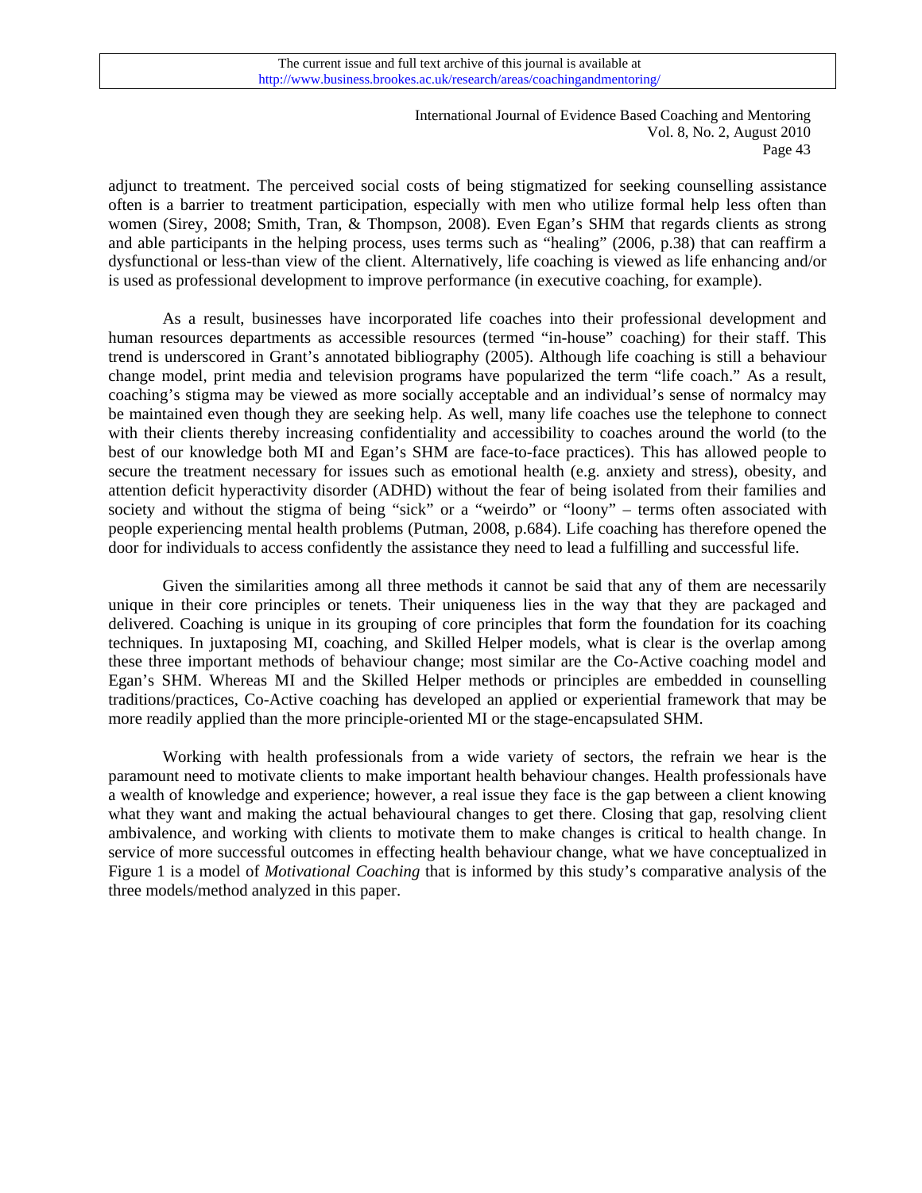adjunct to treatment. The perceived social costs of being stigmatized for seeking counselling assistance often is a barrier to treatment participation, especially with men who utilize formal help less often than women (Sirey, 2008; Smith, Tran, & Thompson, 2008). Even Egan's SHM that regards clients as strong and able participants in the helping process, uses terms such as "healing" (2006, p.38) that can reaffirm a dysfunctional or less-than view of the client. Alternatively, life coaching is viewed as life enhancing and/or is used as professional development to improve performance (in executive coaching, for example).

As a result, businesses have incorporated life coaches into their professional development and human resources departments as accessible resources (termed "in-house" coaching) for their staff. This trend is underscored in Grant's annotated bibliography (2005). Although life coaching is still a behaviour change model, print media and television programs have popularized the term "life coach." As a result, coaching's stigma may be viewed as more socially acceptable and an individual's sense of normalcy may be maintained even though they are seeking help. As well, many life coaches use the telephone to connect with their clients thereby increasing confidentiality and accessibility to coaches around the world (to the best of our knowledge both MI and Egan's SHM are face-to-face practices). This has allowed people to secure the treatment necessary for issues such as emotional health (e.g. anxiety and stress), obesity, and attention deficit hyperactivity disorder (ADHD) without the fear of being isolated from their families and society and without the stigma of being "sick" or a "weirdo" or "loony" – terms often associated with people experiencing mental health problems (Putman, 2008, p.684). Life coaching has therefore opened the door for individuals to access confidently the assistance they need to lead a fulfilling and successful life.

Given the similarities among all three methods it cannot be said that any of them are necessarily unique in their core principles or tenets. Their uniqueness lies in the way that they are packaged and delivered. Coaching is unique in its grouping of core principles that form the foundation for its coaching techniques. In juxtaposing MI, coaching, and Skilled Helper models, what is clear is the overlap among these three important methods of behaviour change; most similar are the Co-Active coaching model and Egan's SHM. Whereas MI and the Skilled Helper methods or principles are embedded in counselling traditions/practices, Co-Active coaching has developed an applied or experiential framework that may be more readily applied than the more principle-oriented MI or the stage-encapsulated SHM.

Working with health professionals from a wide variety of sectors, the refrain we hear is the paramount need to motivate clients to make important health behaviour changes. Health professionals have a wealth of knowledge and experience; however, a real issue they face is the gap between a client knowing what they want and making the actual behavioural changes to get there. Closing that gap, resolving client ambivalence, and working with clients to motivate them to make changes is critical to health change. In service of more successful outcomes in effecting health behaviour change, what we have conceptualized in Figure 1 is a model of *Motivational Coaching* that is informed by this study's comparative analysis of the three models/method analyzed in this paper.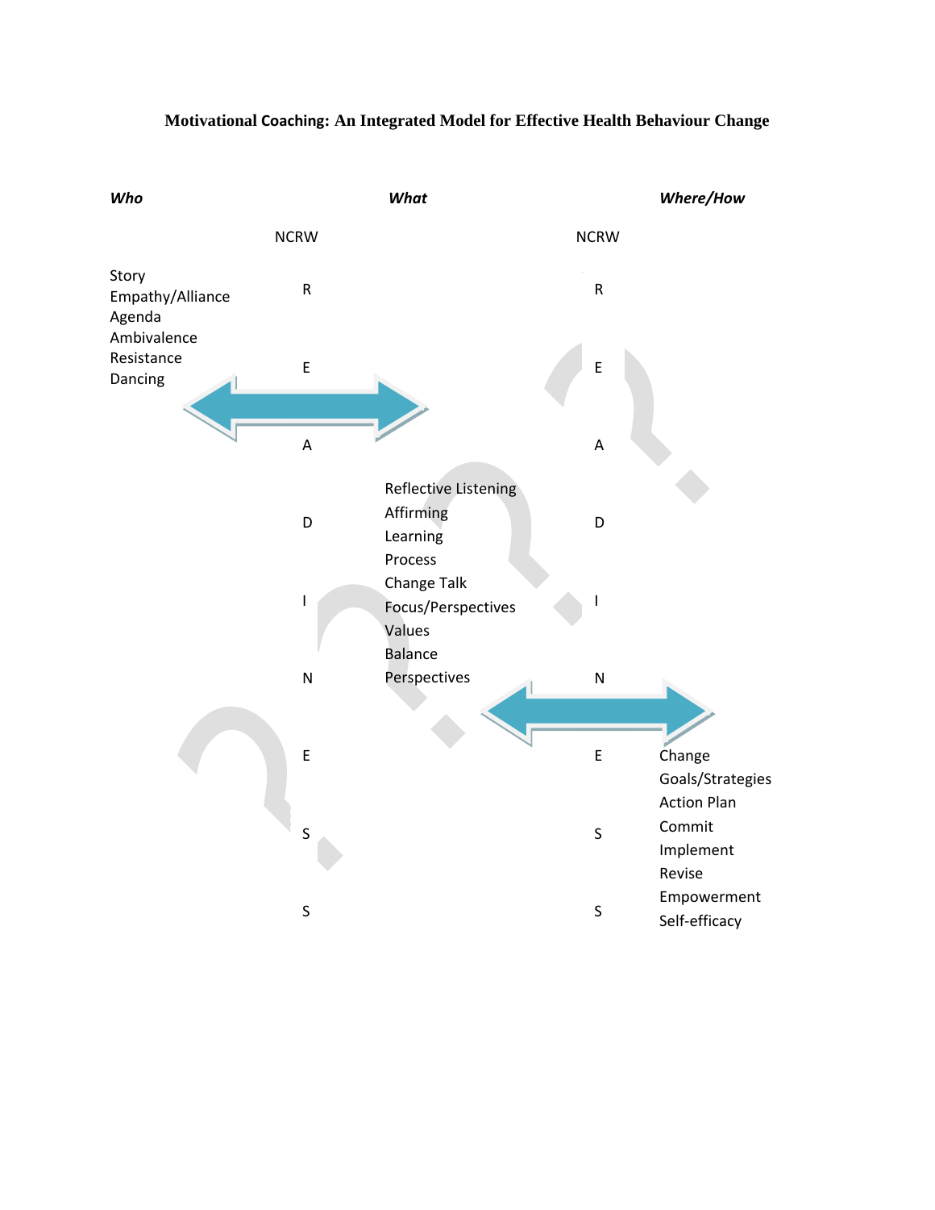**Motivational Coaching: An Integrated Model for Effective Health Behaviour Change**

| *Who* | NCRW | *What* | NCRW | *Where/How* |
|---|---|---|---|---|
| Story<br>Empathy/Alliance<br>Agenda<br>Ambivalence<br>Resistance<br>Dancing | R<br>E<br>A | | R<br>E<br>A | |
| | D<br>I<br>N | Reflective Listening<br>Affirming<br>Learning<br>Process<br>Change Talk<br>Focus/Perspectives<br>Values<br>Balance<br>Perspectives | D<br>I<br>N | |
| | E<br>S<br>S | | E<br>S<br>S | Change<br>Goals/Strategies<br>Action Plan<br>Commit<br>Implement<br>Revise<br>Empowerment<br>Self-efficacy |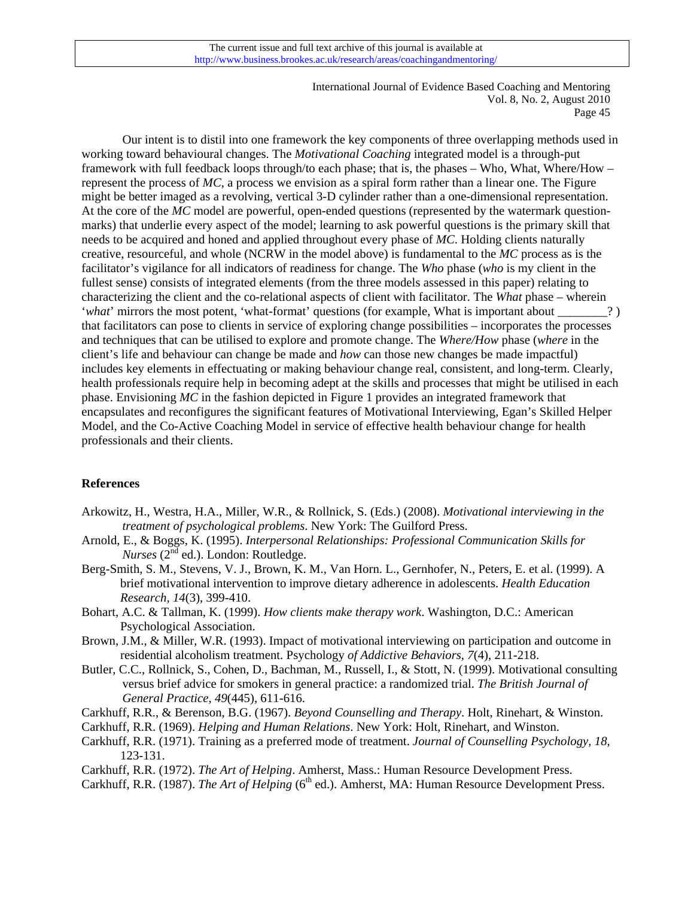Our intent is to distil into one framework the key components of three overlapping methods used in working toward behavioural changes. The *Motivational Coaching* integrated model is a through-put framework with full feedback loops through/to each phase; that is, the phases – Who, What, Where/How – represent the process of *MC*, a process we envision as a spiral form rather than a linear one. The Figure might be better imaged as a revolving, vertical 3-D cylinder rather than a one-dimensional representation. At the core of the *MC* model are powerful, open-ended questions (represented by the watermark question-marks) that underlie every aspect of the model; learning to ask powerful questions is the primary skill that needs to be acquired and honed and applied throughout every phase of *MC*. Holding clients naturally creative, resourceful, and whole (NCRW in the model above) is fundamental to the *MC* process as is the facilitator's vigilance for all indicators of readiness for change. The *Who* phase (*who* is my client in the fullest sense) consists of integrated elements (from the three models assessed in this paper) relating to characterizing the client and the co-relational aspects of client with facilitator. The *What* phase – wherein '*what*' mirrors the most potent, 'what-format' questions (for example, What is important about ________? ) that facilitators can pose to clients in service of exploring change possibilities – incorporates the processes and techniques that can be utilised to explore and promote change. The *Where/How* phase (*where* in the client's life and behaviour can change be made and *how* can those new changes be made impactful) includes key elements in effectuating or making behaviour change real, consistent, and long-term. Clearly, health professionals require help in becoming adept at the skills and processes that might be utilised in each phase. Envisioning *MC* in the fashion depicted in Figure 1 provides an integrated framework that encapsulates and reconfigures the significant features of Motivational Interviewing, Egan's Skilled Helper Model, and the Co-Active Coaching Model in service of effective health behaviour change for health professionals and their clients.

## References

Arkowitz, H., Westra, H.A., Miller, W.R., & Rollnick, S. (Eds.) (2008). *Motivational interviewing in the treatment of psychological problems*. New York: The Guilford Press.

Arnold, E., & Boggs, K. (1995). *Interpersonal Relationships: Professional Communication Skills for Nurses* (2nd ed.). London: Routledge.

Berg-Smith, S. M., Stevens, V. J., Brown, K. M., Van Horn. L., Gernhofer, N., Peters, E. et al. (1999). A brief motivational intervention to improve dietary adherence in adolescents. *Health Education Research, 14*(3), 399-410.

Bohart, A.C. & Tallman, K. (1999). *How clients make therapy work*. Washington, D.C.: American Psychological Association.

Brown, J.M., & Miller, W.R. (1993). Impact of motivational interviewing on participation and outcome in residential alcoholism treatment. Psychology *of Addictive Behaviors, 7*(4), 211-218.

Butler, C.C., Rollnick, S., Cohen, D., Bachman, M., Russell, I., & Stott, N. (1999). Motivational consulting versus brief advice for smokers in general practice: a randomized trial. *The British Journal of General Practice, 49*(445), 611-616.

Carkhuff, R.R., & Berenson, B.G. (1967). *Beyond Counselling and Therapy*. Holt, Rinehart, & Winston.

Carkhuff, R.R. (1969). *Helping and Human Relations*. New York: Holt, Rinehart, and Winston.

Carkhuff, R.R. (1971). Training as a preferred mode of treatment. *Journal of Counselling Psychology, 18*, 123-131.

Carkhuff, R.R. (1972). *The Art of Helping*. Amherst, Mass.: Human Resource Development Press.

Carkhuff, R.R. (1987). *The Art of Helping* (6th ed.). Amherst, MA: Human Resource Development Press.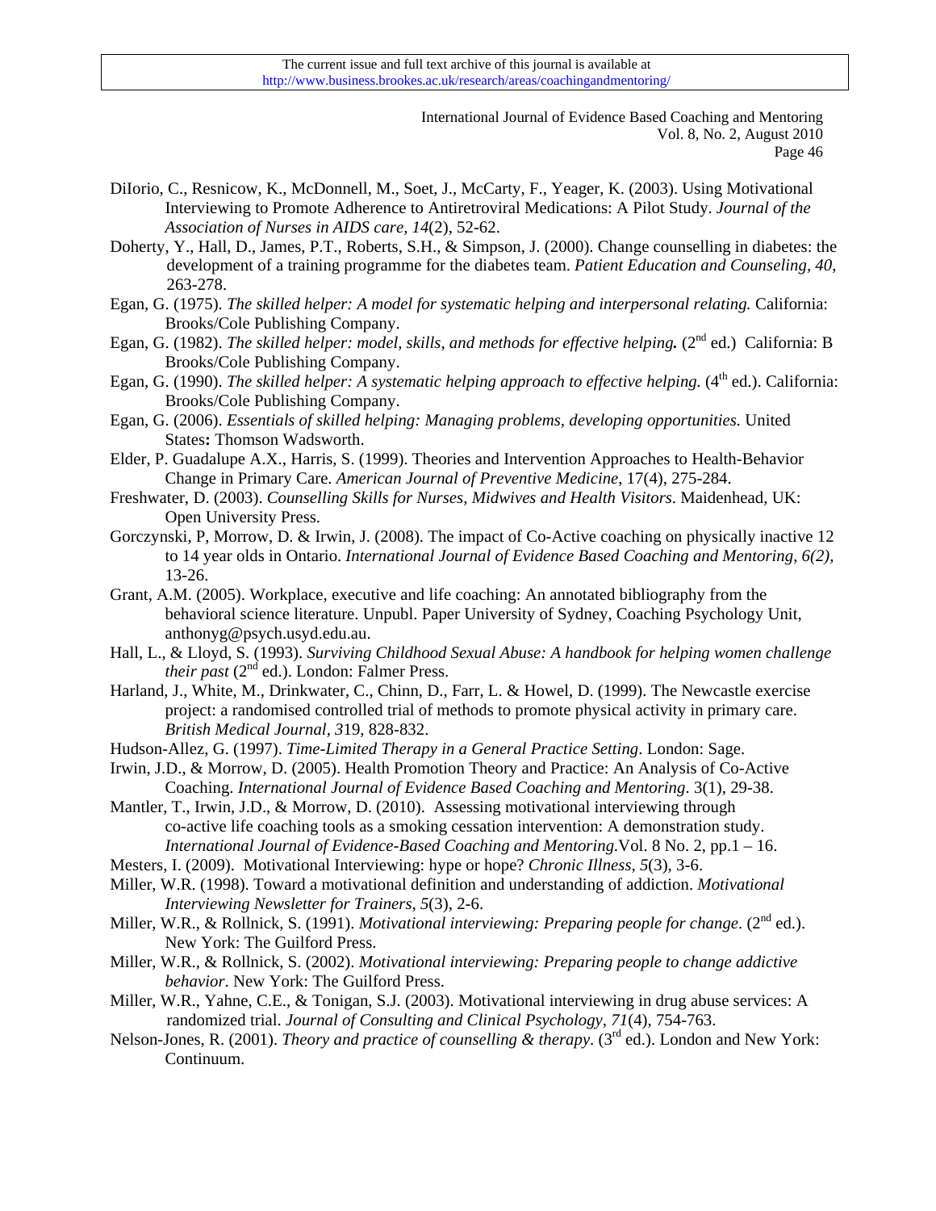DiIorio, C., Resnicow, K., McDonnell, M., Soet, J., McCarty, F., Yeager, K. (2003). Using Motivational Interviewing to Promote Adherence to Antiretroviral Medications: A Pilot Study. *Journal of the Association of Nurses in AIDS care, 14*(2), 52-62.

Doherty, Y., Hall, D., James, P.T., Roberts, S.H., & Simpson, J. (2000). Change counselling in diabetes: the development of a training programme for the diabetes team. *Patient Education and Counseling, 40*, 263-278.

Egan, G. (1975). *The skilled helper: A model for systematic helping and interpersonal relating.* California: Brooks/Cole Publishing Company.

Egan, G. (1982). *The skilled helper: model, skills, and methods for effective helping.* (2nd ed.) California: B Brooks/Cole Publishing Company.

Egan, G. (1990). *The skilled helper: A systematic helping approach to effective helping.* (4th ed.). California: Brooks/Cole Publishing Company.

Egan, G. (2006). *Essentials of skilled helping: Managing problems, developing opportunities.* United States**:** Thomson Wadsworth.

Elder, P. Guadalupe A.X., Harris, S. (1999). Theories and Intervention Approaches to Health-Behavior Change in Primary Care. *American Journal of Preventive Medicine*, 17(4), 275-284.

Freshwater, D. (2003). *Counselling Skills for Nurses, Midwives and Health Visitors*. Maidenhead, UK: Open University Press.

Gorczynski, P, Morrow, D. & Irwin, J. (2008). The impact of Co-Active coaching on physically inactive 12 to 14 year olds in Ontario. *International Journal of Evidence Based Coaching and Mentoring*, *6(2),* 13-26.

Grant, A.M. (2005). Workplace, executive and life coaching: An annotated bibliography from the behavioral science literature. Unpubl. Paper University of Sydney, Coaching Psychology Unit, anthonyg@psych.usyd.edu.au.

Hall, L., & Lloyd, S. (1993). *Surviving Childhood Sexual Abuse: A handbook for helping women challenge their past* (2nd ed.). London: Falmer Press.

Harland, J., White, M., Drinkwater, C., Chinn, D., Farr, L. & Howel, D. (1999). The Newcastle exercise project: a randomised controlled trial of methods to promote physical activity in primary care. *British Medical Journal, 3*19, 828-832.

Hudson-Allez, G. (1997). *Time-Limited Therapy in a General Practice Setting*. London: Sage.

Irwin, J.D., & Morrow, D. (2005). Health Promotion Theory and Practice: An Analysis of Co-Active Coaching. *International Journal of Evidence Based Coaching and Mentoring*. 3(1), 29-38.

Mantler, T., Irwin, J.D., & Morrow, D. (2010). Assessing motivational interviewing through co-active life coaching tools as a smoking cessation intervention: A demonstration study. *International Journal of Evidence-Based Coaching and Mentoring.*Vol. 8 No. 2, pp.1 – 16.

Mesters, I. (2009). Motivational Interviewing: hype or hope? *Chronic Illness*, *5*(3), 3-6.

Miller, W.R. (1998). Toward a motivational definition and understanding of addiction. *Motivational Interviewing Newsletter for Trainers, 5*(3), 2-6.

Miller, W.R., & Rollnick, S. (1991). *Motivational interviewing: Preparing people for change*. (2nd ed.). New York: The Guilford Press.

Miller, W.R., & Rollnick, S. (2002). *Motivational interviewing: Preparing people to change addictive behavior*. New York: The Guilford Press.

Miller, W.R., Yahne, C.E., & Tonigan, S.J. (2003). Motivational interviewing in drug abuse services: A randomized trial. *Journal of Consulting and Clinical Psychology, 71*(4), 754-763.

Nelson-Jones, R. (2001). *Theory and practice of counselling & therapy*. (3rd ed.). London and New York: Continuum.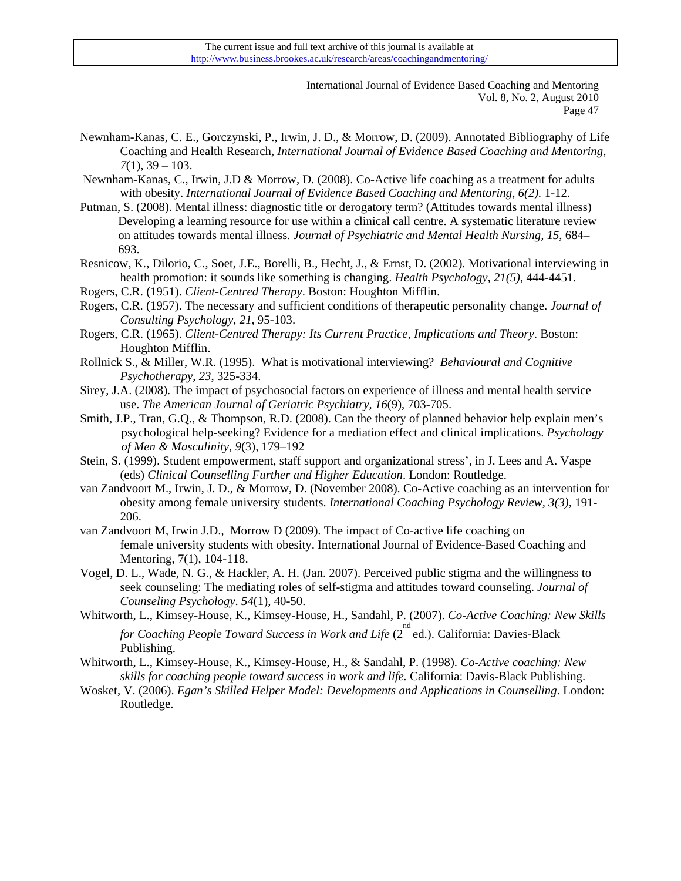Newnham-Kanas, C. E., Gorczynski, P., Irwin, J. D., & Morrow, D. (2009). Annotated Bibliography of Life Coaching and Health Research, *International Journal of Evidence Based Coaching and Mentoring, 7*(1), 39 – 103.

Newnham-Kanas, C., Irwin, J.D & Morrow, D. (2008). Co-Active life coaching as a treatment for adults with obesity. *International Journal of Evidence Based Coaching and Mentoring, 6(2).* 1-12.

Putman, S. (2008). Mental illness: diagnostic title or derogatory term? (Attitudes towards mental illness) Developing a learning resource for use within a clinical call centre. A systematic literature review on attitudes towards mental illness. *Journal of Psychiatric and Mental Health Nursing, 15*, 684–693.

Resnicow, K., Dilorio, C., Soet, J.E., Borelli, B., Hecht, J., & Ernst, D. (2002). Motivational interviewing in health promotion: it sounds like something is changing. *Health Psychology, 21(5),* 444-4451.

Rogers, C.R. (1951). *Client-Centred Therapy*. Boston: Houghton Mifflin.

Rogers, C.R. (1957). The necessary and sufficient conditions of therapeutic personality change. *Journal of Consulting Psychology, 21*, 95-103.

Rogers, C.R. (1965). *Client-Centred Therapy: Its Current Practice, Implications and Theory*. Boston: Houghton Mifflin.

Rollnick S., & Miller, W.R. (1995). What is motivational interviewing? *Behavioural and Cognitive Psychotherapy*, *23*, 325-334.

Sirey, J.A. (2008). The impact of psychosocial factors on experience of illness and mental health service use. *The American Journal of Geriatric Psychiatry, 16*(9), 703-705.

Smith, J.P., Tran, G.Q., & Thompson, R.D. (2008). Can the theory of planned behavior help explain men's psychological help-seeking? Evidence for a mediation effect and clinical implications. *Psychology of Men & Masculinity, 9*(3), 179–192

Stein, S. (1999). Student empowerment, staff support and organizational stress', in J. Lees and A. Vaspe (eds) *Clinical Counselling Further and Higher Education*. London: Routledge.

van Zandvoort M., Irwin, J. D., & Morrow, D. (November 2008). Co-Active coaching as an intervention for obesity among female university students. *International Coaching Psychology Review, 3(3)*, 191-206.

van Zandvoort M, Irwin J.D., Morrow D (2009). The impact of Co-active life coaching on female university students with obesity. International Journal of Evidence-Based Coaching and Mentoring, 7(1), 104-118.

Vogel, D. L., Wade, N. G., & Hackler, A. H. (Jan. 2007). Perceived public stigma and the willingness to seek counseling: The mediating roles of self-stigma and attitudes toward counseling. *Journal of Counseling Psychology. 54*(1), 40-50.

Whitworth, L., Kimsey-House, K., Kimsey-House, H., Sandahl, P. (2007). *Co-Active Coaching: New Skills for Coaching People Toward Success in Work and Life* (2nd ed.). California: Davies-Black Publishing.

Whitworth, L., Kimsey-House, K., Kimsey-House, H., & Sandahl, P. (1998). *Co-Active coaching: New skills for coaching people toward success in work and life.* California: Davis-Black Publishing.

Wosket, V. (2006). *Egan's Skilled Helper Model: Developments and Applications in Counselling*. London: Routledge.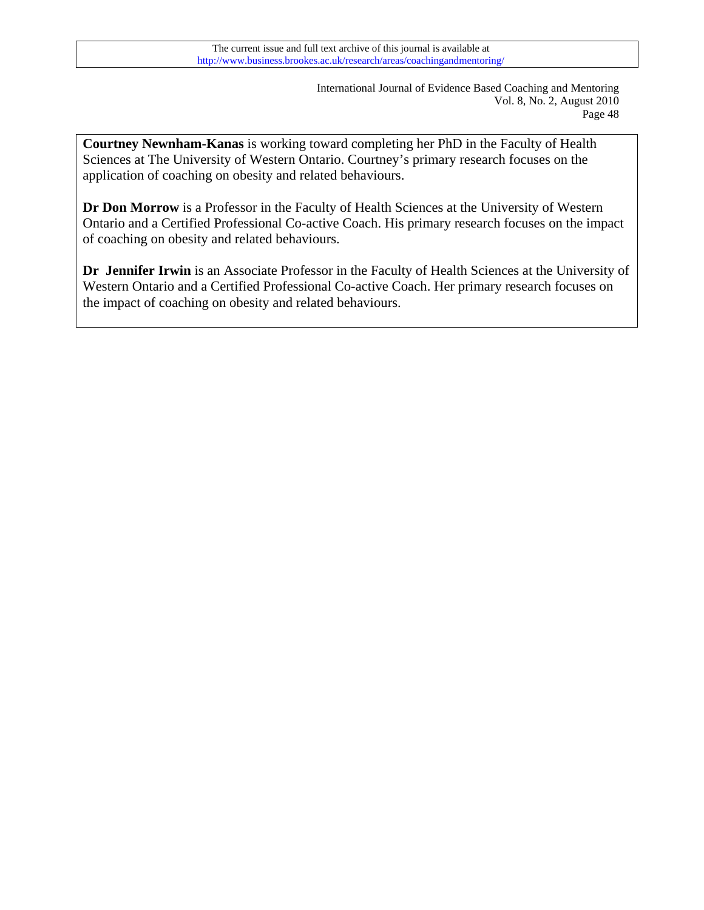**Courtney Newnham-Kanas** is working toward completing her PhD in the Faculty of Health Sciences at The University of Western Ontario. Courtney's primary research focuses on the application of coaching on obesity and related behaviours.

**Dr Don Morrow** is a Professor in the Faculty of Health Sciences at the University of Western Ontario and a Certified Professional Co-active Coach. His primary research focuses on the impact of coaching on obesity and related behaviours.

**Dr Jennifer Irwin** is an Associate Professor in the Faculty of Health Sciences at the University of Western Ontario and a Certified Professional Co-active Coach. Her primary research focuses on the impact of coaching on obesity and related behaviours.